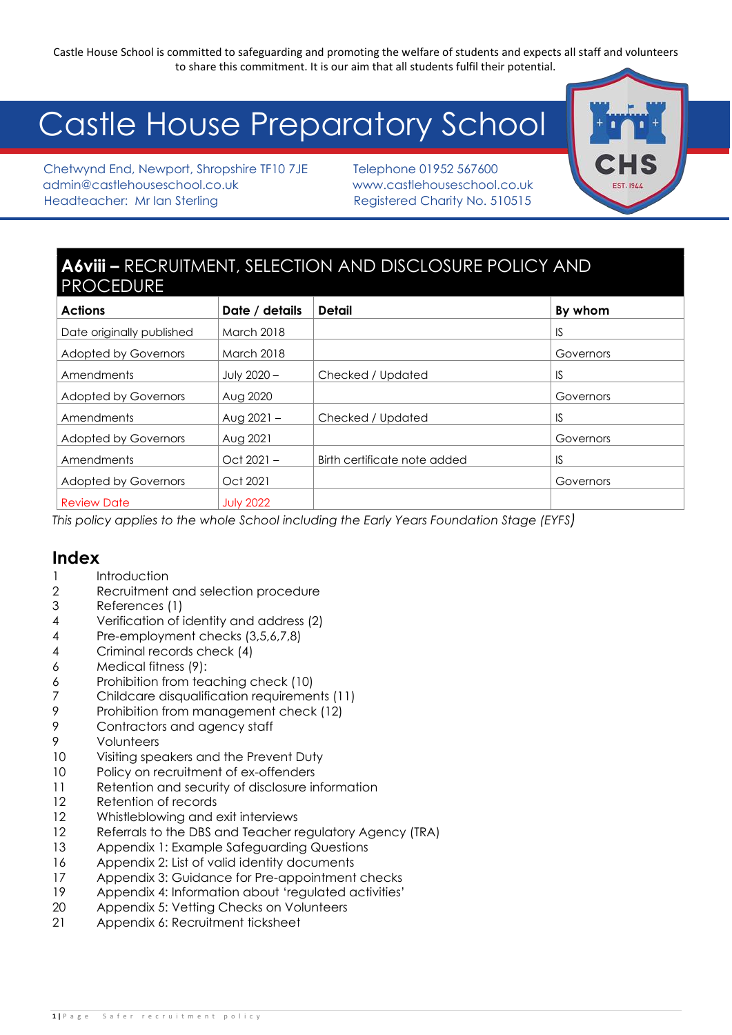Castle House School is committed to safeguarding and promoting the welfare of students and expects all staff and volunteers to share this commitment. It is our aim that all students fulfil their potential.

# Castle House Preparatory School

Chetwynd End, Newport, Shropshire TF10 7JE
admin@castlehouseschool.co.uk
Headteacher: Mr Ian Sterling

Telephone 01952 567600
www.castlehouseschool.co.uk
Registered Charity No. 510515

## A6viii – RECRUITMENT, SELECTION AND DISCLOSURE POLICY AND PROCEDURE

| Actions | Date / details | Detail | By whom |
|---|---|---|---|
| Date originally published | March 2018 | | IS |
| Adopted by Governors | March 2018 | | Governors |
| Amendments | July 2020 – | Checked / Updated | IS |
| Adopted by Governors | Aug 2020 | | Governors |
| Amendments | Aug 2021 – | Checked / Updated | IS |
| Adopted by Governors | Aug 2021 | | Governors |
| Amendments | Oct 2021 – | Birth certificate note added | IS |
| Adopted by Governors | Oct 2021 | | Governors |
| Review Date | July 2022 | | |

*This policy applies to the whole School including the Early Years Foundation Stage (EYFS)*

## Index

| | |
|---|---|
| 1 | Introduction |
| 2 | Recruitment and selection procedure |
| 3 | References (1) |
| 4 | Verification of identity and address (2) |
| 4 | Pre-employment checks (3,5,6,7,8) |
| 4 | Criminal records check (4) |
| 6 | Medical fitness (9): |
| 6 | Prohibition from teaching check (10) |
| 7 | Childcare disqualification requirements (11) |
| 9 | Prohibition from management check (12) |
| 9 | Contractors and agency staff |
| 9 | Volunteers |
| 10 | Visiting speakers and the Prevent Duty |
| 10 | Policy on recruitment of ex-offenders |
| 11 | Retention and security of disclosure information |
| 12 | Retention of records |
| 12 | Whistleblowing and exit interviews |
| 12 | Referrals to the DBS and Teacher regulatory Agency (TRA) |
| 13 | Appendix 1: Example Safeguarding Questions |
| 16 | Appendix 2: List of valid identity documents |
| 17 | Appendix 3: Guidance for Pre-appointment checks |
| 19 | Appendix 4: Information about 'regulated activities' |
| 20 | Appendix 5: Vetting Checks on Volunteers |
| 21 | Appendix 6: Recruitment ticksheet |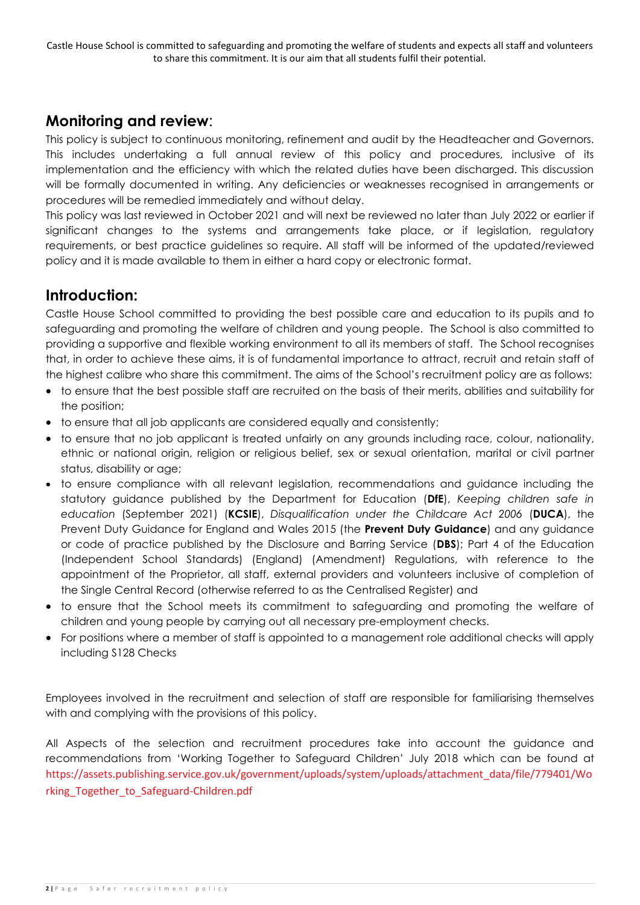Castle House School is committed to safeguarding and promoting the welfare of students and expects all staff and volunteers to share this commitment. It is our aim that all students fulfil their potential.

## Monitoring and review:

This policy is subject to continuous monitoring, refinement and audit by the Headteacher and Governors. This includes undertaking a full annual review of this policy and procedures, inclusive of its implementation and the efficiency with which the related duties have been discharged. This discussion will be formally documented in writing. Any deficiencies or weaknesses recognised in arrangements or procedures will be remedied immediately and without delay.

This policy was last reviewed in October 2021 and will next be reviewed no later than July 2022 or earlier if significant changes to the systems and arrangements take place, or if legislation, regulatory requirements, or best practice guidelines so require. All staff will be informed of the updated/reviewed policy and it is made available to them in either a hard copy or electronic format.

## Introduction:

Castle House School committed to providing the best possible care and education to its pupils and to safeguarding and promoting the welfare of children and young people. The School is also committed to providing a supportive and flexible working environment to all its members of staff. The School recognises that, in order to achieve these aims, it is of fundamental importance to attract, recruit and retain staff of the highest calibre who share this commitment. The aims of the School's recruitment policy are as follows:

- to ensure that the best possible staff are recruited on the basis of their merits, abilities and suitability for the position;
- to ensure that all job applicants are considered equally and consistently;
- to ensure that no job applicant is treated unfairly on any grounds including race, colour, nationality, ethnic or national origin, religion or religious belief, sex or sexual orientation, marital or civil partner status, disability or age;
- to ensure compliance with all relevant legislation, recommendations and guidance including the statutory guidance published by the Department for Education (**DfE**), *Keeping children safe in education* (September 2021) (**KCSIE**), *Disqualification under the Childcare Act 2006* (**DUCA**), the Prevent Duty Guidance for England and Wales 2015 (the **Prevent Duty Guidance**) and any guidance or code of practice published by the Disclosure and Barring Service (**DBS**); Part 4 of the Education (Independent School Standards) (England) (Amendment) Regulations, with reference to the appointment of the Proprietor, all staff, external providers and volunteers inclusive of completion of the Single Central Record (otherwise referred to as the Centralised Register) and
- to ensure that the School meets its commitment to safeguarding and promoting the welfare of children and young people by carrying out all necessary pre-employment checks.
- For positions where a member of staff is appointed to a management role additional checks will apply including S128 Checks

Employees involved in the recruitment and selection of staff are responsible for familiarising themselves with and complying with the provisions of this policy.

All Aspects of the selection and recruitment procedures take into account the guidance and recommendations from 'Working Together to Safeguard Children' July 2018 which can be found at https://assets.publishing.service.gov.uk/government/uploads/system/uploads/attachment_data/file/779401/Working_Together_to_Safeguard-Children.pdf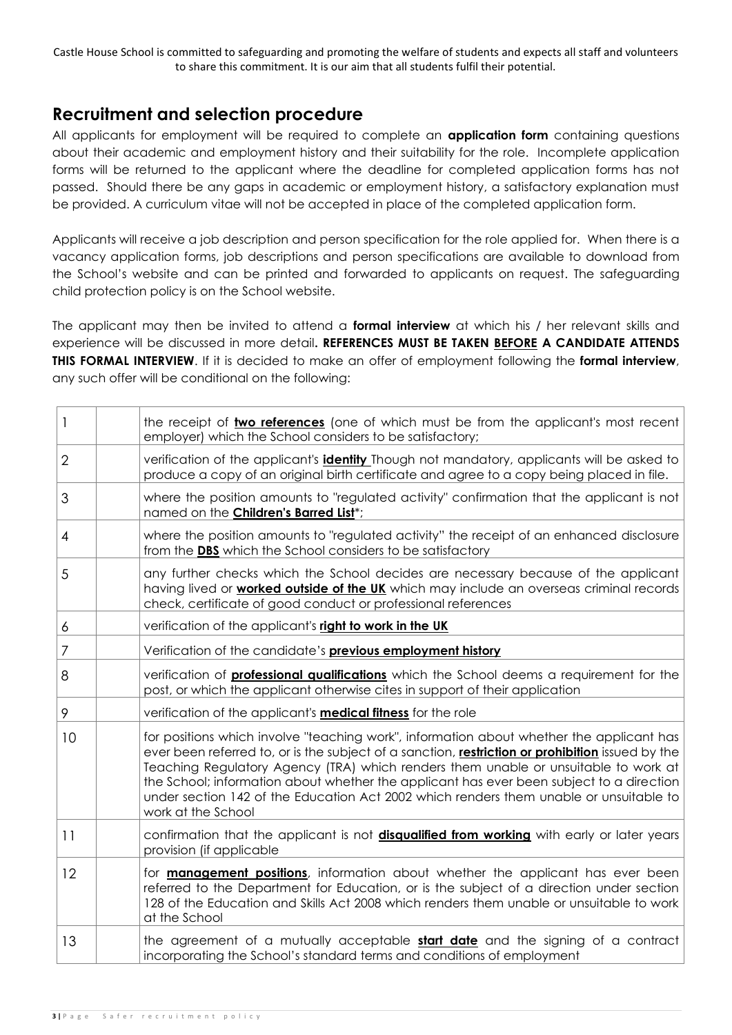Castle House School is committed to safeguarding and promoting the welfare of students and expects all staff and volunteers to share this commitment. It is our aim that all students fulfil their potential.

## Recruitment and selection procedure

All applicants for employment will be required to complete an **application form** containing questions about their academic and employment history and their suitability for the role. Incomplete application forms will be returned to the applicant where the deadline for completed application forms has not passed. Should there be any gaps in academic or employment history, a satisfactory explanation must be provided. A curriculum vitae will not be accepted in place of the completed application form.

Applicants will receive a job description and person specification for the role applied for. When there is a vacancy application forms, job descriptions and person specifications are available to download from the School's website and can be printed and forwarded to applicants on request. The safeguarding child protection policy is on the School website.

The applicant may then be invited to attend a **formal interview** at which his / her relevant skills and experience will be discussed in more detail**. REFERENCES MUST BE TAKEN BEFORE A CANDIDATE ATTENDS THIS FORMAL INTERVIEW**. If it is decided to make an offer of employment following the **formal interview**, any such offer will be conditional on the following:

| | | |
|---|---|---|
| 1 | | the receipt of **two references** (one of which must be from the applicant's most recent employer) which the School considers to be satisfactory; |
| 2 | | verification of the applicant's **identity** Though not mandatory, applicants will be asked to produce a copy of an original birth certificate and agree to a copy being placed in file. |
| 3 | | where the position amounts to "regulated activity" confirmation that the applicant is not named on the **Children's Barred List***; |
| 4 | | where the position amounts to "regulated activity" the receipt of an enhanced disclosure from the **DBS** which the School considers to be satisfactory |
| 5 | | any further checks which the School decides are necessary because of the applicant having lived or **worked outside of the UK** which may include an overseas criminal records check, certificate of good conduct or professional references |
| 6 | | verification of the applicant's **right to work in the UK** |
| 7 | | Verification of the candidate's **previous employment history** |
| 8 | | verification of **professional qualifications** which the School deems a requirement for the post, or which the applicant otherwise cites in support of their application |
| 9 | | verification of the applicant's **medical fitness** for the role |
| 10 | | for positions which involve "teaching work", information about whether the applicant has ever been referred to, or is the subject of a sanction, **restriction or prohibition** issued by the Teaching Regulatory Agency (TRA) which renders them unable or unsuitable to work at the School; information about whether the applicant has ever been subject to a direction under section 142 of the Education Act 2002 which renders them unable or unsuitable to work at the School |
| 11 | | confirmation that the applicant is not **disqualified from working** with early or later years provision (if applicable |
| 12 | | for **management positions**, information about whether the applicant has ever been referred to the Department for Education, or is the subject of a direction under section 128 of the Education and Skills Act 2008 which renders them unable or unsuitable to work at the School |
| 13 | | the agreement of a mutually acceptable **start date** and the signing of a contract incorporating the School's standard terms and conditions of employment |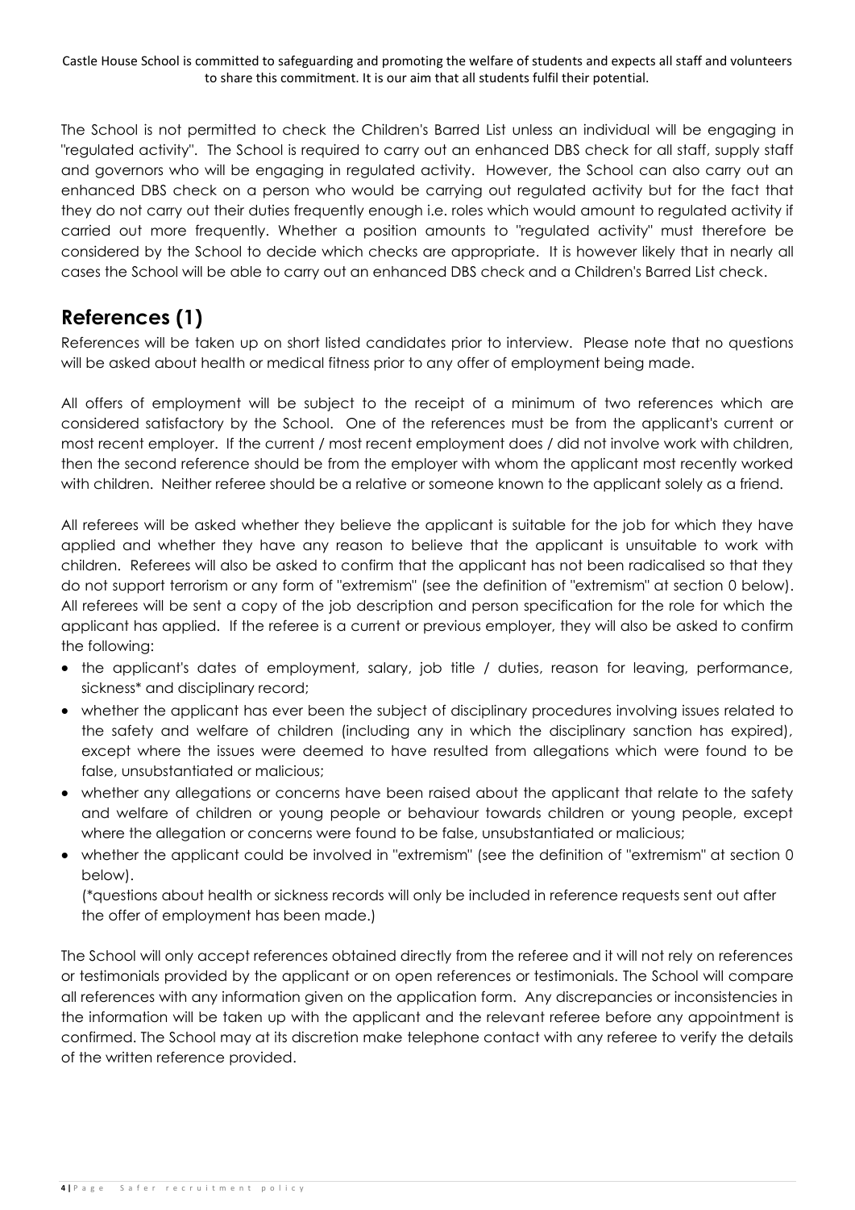The School is not permitted to check the Children's Barred List unless an individual will be engaging in "regulated activity". The School is required to carry out an enhanced DBS check for all staff, supply staff and governors who will be engaging in regulated activity. However, the School can also carry out an enhanced DBS check on a person who would be carrying out regulated activity but for the fact that they do not carry out their duties frequently enough i.e. roles which would amount to regulated activity if carried out more frequently. Whether a position amounts to "regulated activity" must therefore be considered by the School to decide which checks are appropriate. It is however likely that in nearly all cases the School will be able to carry out an enhanced DBS check and a Children's Barred List check.

## References (1)

References will be taken up on short listed candidates prior to interview. Please note that no questions will be asked about health or medical fitness prior to any offer of employment being made.

All offers of employment will be subject to the receipt of a minimum of two references which are considered satisfactory by the School. One of the references must be from the applicant's current or most recent employer. If the current / most recent employment does / did not involve work with children, then the second reference should be from the employer with whom the applicant most recently worked with children. Neither referee should be a relative or someone known to the applicant solely as a friend.

All referees will be asked whether they believe the applicant is suitable for the job for which they have applied and whether they have any reason to believe that the applicant is unsuitable to work with children. Referees will also be asked to confirm that the applicant has not been radicalised so that they do not support terrorism or any form of "extremism" (see the definition of "extremism" at section 0 below). All referees will be sent a copy of the job description and person specification for the role for which the applicant has applied. If the referee is a current or previous employer, they will also be asked to confirm the following:

- the applicant's dates of employment, salary, job title / duties, reason for leaving, performance, sickness* and disciplinary record;
- whether the applicant has ever been the subject of disciplinary procedures involving issues related to the safety and welfare of children (including any in which the disciplinary sanction has expired), except where the issues were deemed to have resulted from allegations which were found to be false, unsubstantiated or malicious;
- whether any allegations or concerns have been raised about the applicant that relate to the safety and welfare of children or young people or behaviour towards children or young people, except where the allegation or concerns were found to be false, unsubstantiated or malicious;
- whether the applicant could be involved in "extremism" (see the definition of "extremism" at section 0 below).

  (*questions about health or sickness records will only be included in reference requests sent out after the offer of employment has been made.)

The School will only accept references obtained directly from the referee and it will not rely on references or testimonials provided by the applicant or on open references or testimonials. The School will compare all references with any information given on the application form. Any discrepancies or inconsistencies in the information will be taken up with the applicant and the relevant referee before any appointment is confirmed. The School may at its discretion make telephone contact with any referee to verify the details of the written reference provided.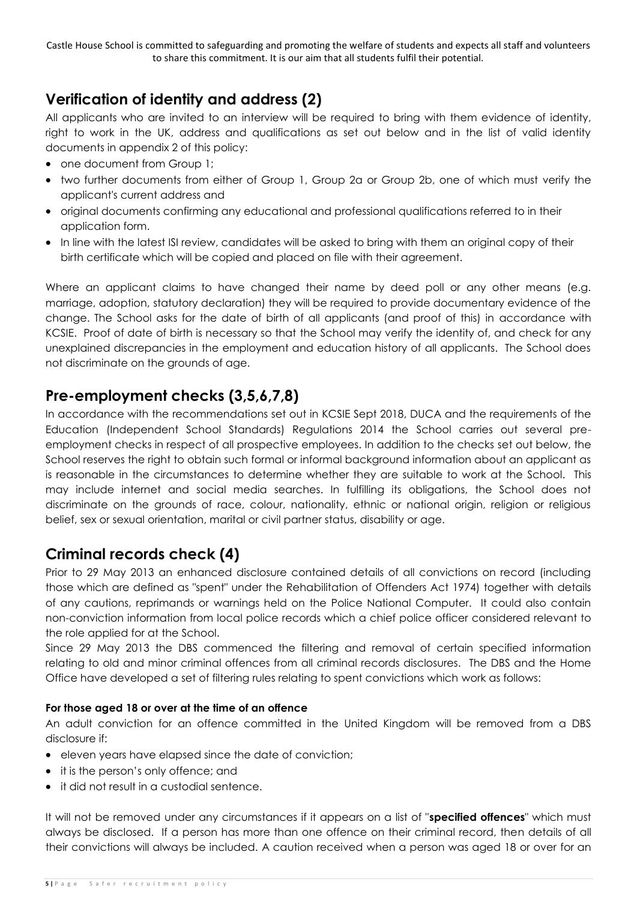## Verification of identity and address (2)

All applicants who are invited to an interview will be required to bring with them evidence of identity, right to work in the UK, address and qualifications as set out below and in the list of valid identity documents in appendix 2 of this policy:

- one document from Group 1;
- two further documents from either of Group 1, Group 2a or Group 2b, one of which must verify the applicant's current address and
- original documents confirming any educational and professional qualifications referred to in their application form.
- In line with the latest ISI review, candidates will be asked to bring with them an original copy of their birth certificate which will be copied and placed on file with their agreement.

Where an applicant claims to have changed their name by deed poll or any other means (e.g. marriage, adoption, statutory declaration) they will be required to provide documentary evidence of the change. The School asks for the date of birth of all applicants (and proof of this) in accordance with KCSIE. Proof of date of birth is necessary so that the School may verify the identity of, and check for any unexplained discrepancies in the employment and education history of all applicants. The School does not discriminate on the grounds of age.

## Pre-employment checks (3,5,6,7,8)

In accordance with the recommendations set out in KCSIE Sept 2018, DUCA and the requirements of the Education (Independent School Standards) Regulations 2014 the School carries out several pre-employment checks in respect of all prospective employees. In addition to the checks set out below, the School reserves the right to obtain such formal or informal background information about an applicant as is reasonable in the circumstances to determine whether they are suitable to work at the School. This may include internet and social media searches. In fulfilling its obligations, the School does not discriminate on the grounds of race, colour, nationality, ethnic or national origin, religion or religious belief, sex or sexual orientation, marital or civil partner status, disability or age.

## Criminal records check (4)

Prior to 29 May 2013 an enhanced disclosure contained details of all convictions on record (including those which are defined as "spent" under the Rehabilitation of Offenders Act 1974) together with details of any cautions, reprimands or warnings held on the Police National Computer. It could also contain non-conviction information from local police records which a chief police officer considered relevant to the role applied for at the School.

Since 29 May 2013 the DBS commenced the filtering and removal of certain specified information relating to old and minor criminal offences from all criminal records disclosures. The DBS and the Home Office have developed a set of filtering rules relating to spent convictions which work as follows:

**For those aged 18 or over at the time of an offence**

An adult conviction for an offence committed in the United Kingdom will be removed from a DBS disclosure if:

- eleven years have elapsed since the date of conviction;
- it is the person's only offence; and
- it did not result in a custodial sentence.

It will not be removed under any circumstances if it appears on a list of "**specified offences**" which must always be disclosed. If a person has more than one offence on their criminal record, then details of all their convictions will always be included. A caution received when a person was aged 18 or over for an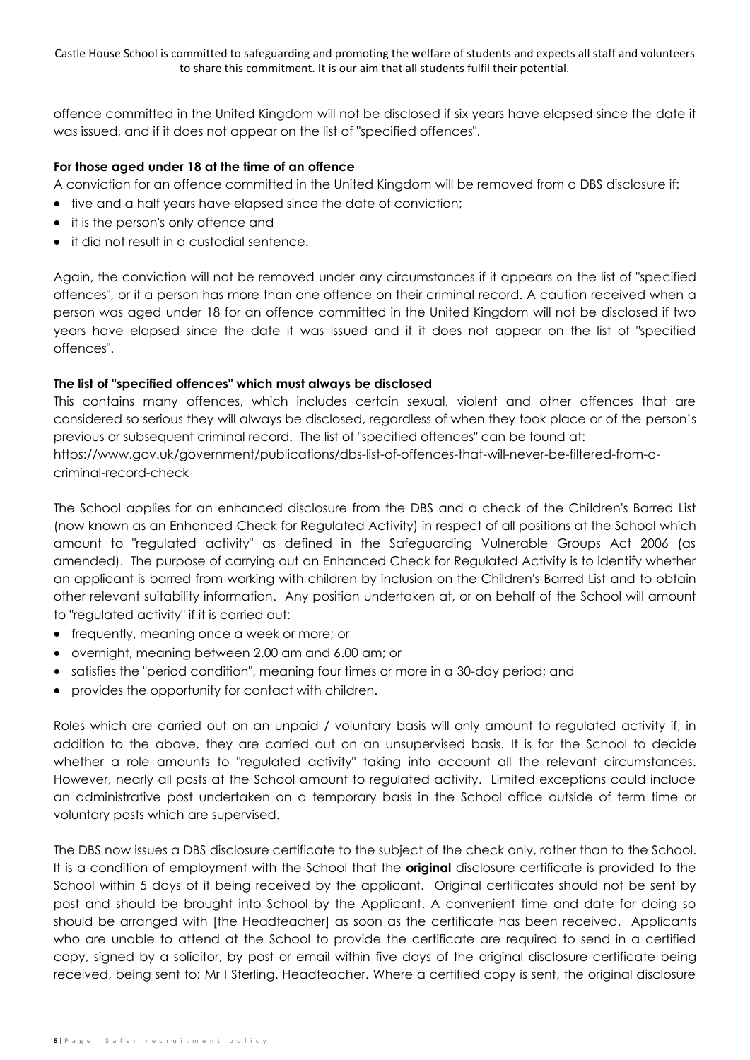offence committed in the United Kingdom will not be disclosed if six years have elapsed since the date it was issued, and if it does not appear on the list of "specified offences".

**For those aged under 18 at the time of an offence**

A conviction for an offence committed in the United Kingdom will be removed from a DBS disclosure if:

- five and a half years have elapsed since the date of conviction;
- it is the person's only offence and
- it did not result in a custodial sentence.

Again, the conviction will not be removed under any circumstances if it appears on the list of "specified offences", or if a person has more than one offence on their criminal record. A caution received when a person was aged under 18 for an offence committed in the United Kingdom will not be disclosed if two years have elapsed since the date it was issued and if it does not appear on the list of "specified offences".

**The list of "specified offences" which must always be disclosed**

This contains many offences, which includes certain sexual, violent and other offences that are considered so serious they will always be disclosed, regardless of when they took place or of the person's previous or subsequent criminal record. The list of "specified offences" can be found at: https://www.gov.uk/government/publications/dbs-list-of-offences-that-will-never-be-filtered-from-a-criminal-record-check

The School applies for an enhanced disclosure from the DBS and a check of the Children's Barred List (now known as an Enhanced Check for Regulated Activity) in respect of all positions at the School which amount to "regulated activity" as defined in the Safeguarding Vulnerable Groups Act 2006 (as amended). The purpose of carrying out an Enhanced Check for Regulated Activity is to identify whether an applicant is barred from working with children by inclusion on the Children's Barred List and to obtain other relevant suitability information. Any position undertaken at, or on behalf of the School will amount to "regulated activity" if it is carried out:

- frequently, meaning once a week or more; or
- overnight, meaning between 2.00 am and 6.00 am; or
- satisfies the "period condition", meaning four times or more in a 30-day period; and
- provides the opportunity for contact with children.

Roles which are carried out on an unpaid / voluntary basis will only amount to regulated activity if, in addition to the above, they are carried out on an unsupervised basis. It is for the School to decide whether a role amounts to "regulated activity" taking into account all the relevant circumstances. However, nearly all posts at the School amount to regulated activity. Limited exceptions could include an administrative post undertaken on a temporary basis in the School office outside of term time or voluntary posts which are supervised.

The DBS now issues a DBS disclosure certificate to the subject of the check only, rather than to the School. It is a condition of employment with the School that the **original** disclosure certificate is provided to the School within 5 days of it being received by the applicant. Original certificates should not be sent by post and should be brought into School by the Applicant. A convenient time and date for doing so should be arranged with [the Headteacher] as soon as the certificate has been received. Applicants who are unable to attend at the School to provide the certificate are required to send in a certified copy, signed by a solicitor, by post or email within five days of the original disclosure certificate being received, being sent to: Mr I Sterling. Headteacher. Where a certified copy is sent, the original disclosure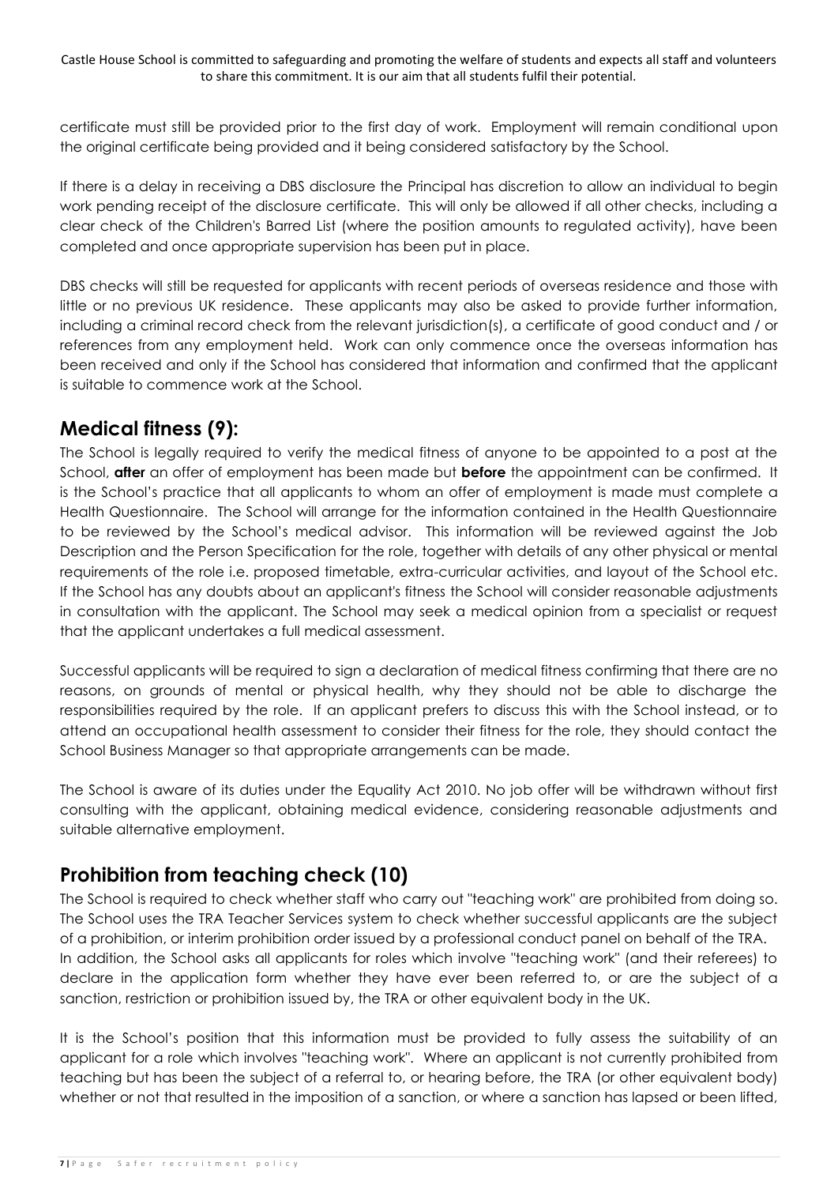certificate must still be provided prior to the first day of work. Employment will remain conditional upon the original certificate being provided and it being considered satisfactory by the School.

If there is a delay in receiving a DBS disclosure the Principal has discretion to allow an individual to begin work pending receipt of the disclosure certificate. This will only be allowed if all other checks, including a clear check of the Children's Barred List (where the position amounts to regulated activity), have been completed and once appropriate supervision has been put in place.

DBS checks will still be requested for applicants with recent periods of overseas residence and those with little or no previous UK residence. These applicants may also be asked to provide further information, including a criminal record check from the relevant jurisdiction(s), a certificate of good conduct and / or references from any employment held. Work can only commence once the overseas information has been received and only if the School has considered that information and confirmed that the applicant is suitable to commence work at the School.

## Medical fitness (9):

The School is legally required to verify the medical fitness of anyone to be appointed to a post at the School, **after** an offer of employment has been made but **before** the appointment can be confirmed. It is the School's practice that all applicants to whom an offer of employment is made must complete a Health Questionnaire. The School will arrange for the information contained in the Health Questionnaire to be reviewed by the School's medical advisor. This information will be reviewed against the Job Description and the Person Specification for the role, together with details of any other physical or mental requirements of the role i.e. proposed timetable, extra-curricular activities, and layout of the School etc. If the School has any doubts about an applicant's fitness the School will consider reasonable adjustments in consultation with the applicant. The School may seek a medical opinion from a specialist or request that the applicant undertakes a full medical assessment.

Successful applicants will be required to sign a declaration of medical fitness confirming that there are no reasons, on grounds of mental or physical health, why they should not be able to discharge the responsibilities required by the role. If an applicant prefers to discuss this with the School instead, or to attend an occupational health assessment to consider their fitness for the role, they should contact the School Business Manager so that appropriate arrangements can be made.

The School is aware of its duties under the Equality Act 2010. No job offer will be withdrawn without first consulting with the applicant, obtaining medical evidence, considering reasonable adjustments and suitable alternative employment.

## Prohibition from teaching check (10)

The School is required to check whether staff who carry out "teaching work" are prohibited from doing so. The School uses the TRA Teacher Services system to check whether successful applicants are the subject of a prohibition, or interim prohibition order issued by a professional conduct panel on behalf of the TRA. In addition, the School asks all applicants for roles which involve "teaching work" (and their referees) to declare in the application form whether they have ever been referred to, or are the subject of a sanction, restriction or prohibition issued by, the TRA or other equivalent body in the UK.

It is the School's position that this information must be provided to fully assess the suitability of an applicant for a role which involves "teaching work". Where an applicant is not currently prohibited from teaching but has been the subject of a referral to, or hearing before, the TRA (or other equivalent body) whether or not that resulted in the imposition of a sanction, or where a sanction has lapsed or been lifted,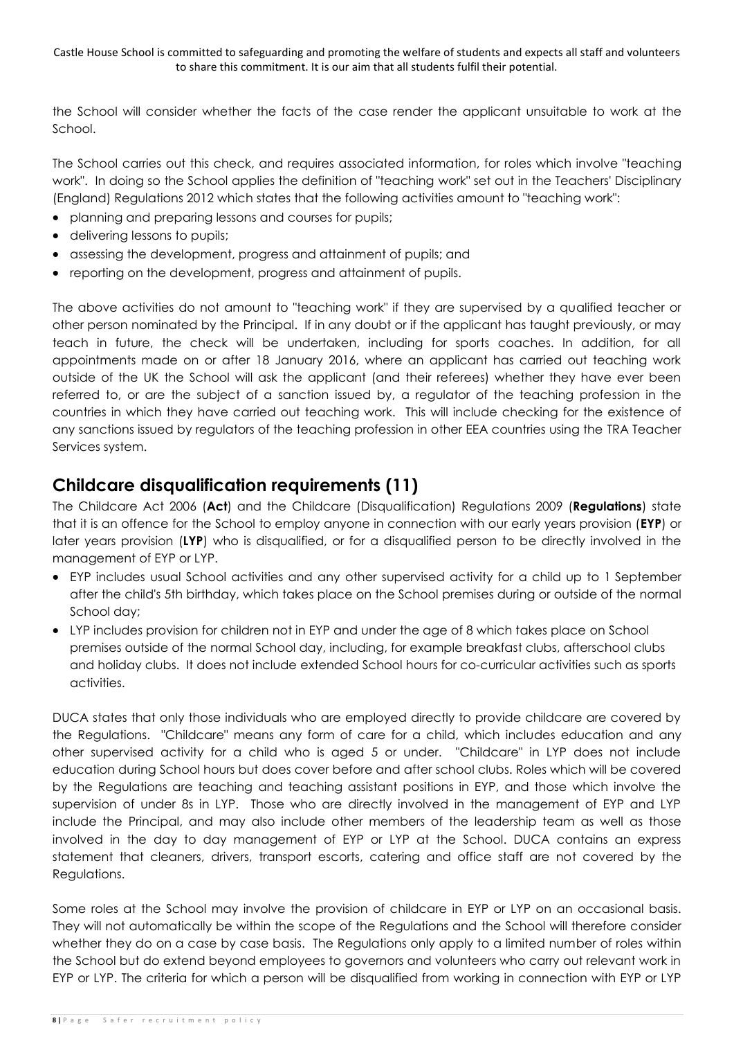the School will consider whether the facts of the case render the applicant unsuitable to work at the School.

The School carries out this check, and requires associated information, for roles which involve "teaching work". In doing so the School applies the definition of "teaching work" set out in the Teachers' Disciplinary (England) Regulations 2012 which states that the following activities amount to "teaching work":

- planning and preparing lessons and courses for pupils;
- delivering lessons to pupils;
- assessing the development, progress and attainment of pupils; and
- reporting on the development, progress and attainment of pupils.

The above activities do not amount to "teaching work" if they are supervised by a qualified teacher or other person nominated by the Principal. If in any doubt or if the applicant has taught previously, or may teach in future, the check will be undertaken, including for sports coaches. In addition, for all appointments made on or after 18 January 2016, where an applicant has carried out teaching work outside of the UK the School will ask the applicant (and their referees) whether they have ever been referred to, or are the subject of a sanction issued by, a regulator of the teaching profession in the countries in which they have carried out teaching work. This will include checking for the existence of any sanctions issued by regulators of the teaching profession in other EEA countries using the TRA Teacher Services system.

## Childcare disqualification requirements (11)

The Childcare Act 2006 (**Act**) and the Childcare (Disqualification) Regulations 2009 (**Regulations**) state that it is an offence for the School to employ anyone in connection with our early years provision (**EYP**) or later years provision (**LYP**) who is disqualified, or for a disqualified person to be directly involved in the management of EYP or LYP.

- EYP includes usual School activities and any other supervised activity for a child up to 1 September after the child's 5th birthday, which takes place on the School premises during or outside of the normal School day;
- LYP includes provision for children not in EYP and under the age of 8 which takes place on School premises outside of the normal School day, including, for example breakfast clubs, afterschool clubs and holiday clubs. It does not include extended School hours for co-curricular activities such as sports activities.

DUCA states that only those individuals who are employed directly to provide childcare are covered by the Regulations. "Childcare" means any form of care for a child, which includes education and any other supervised activity for a child who is aged 5 or under. "Childcare" in LYP does not include education during School hours but does cover before and after school clubs. Roles which will be covered by the Regulations are teaching and teaching assistant positions in EYP, and those which involve the supervision of under 8s in LYP. Those who are directly involved in the management of EYP and LYP include the Principal, and may also include other members of the leadership team as well as those involved in the day to day management of EYP or LYP at the School. DUCA contains an express statement that cleaners, drivers, transport escorts, catering and office staff are not covered by the Regulations.

Some roles at the School may involve the provision of childcare in EYP or LYP on an occasional basis. They will not automatically be within the scope of the Regulations and the School will therefore consider whether they do on a case by case basis. The Regulations only apply to a limited number of roles within the School but do extend beyond employees to governors and volunteers who carry out relevant work in EYP or LYP. The criteria for which a person will be disqualified from working in connection with EYP or LYP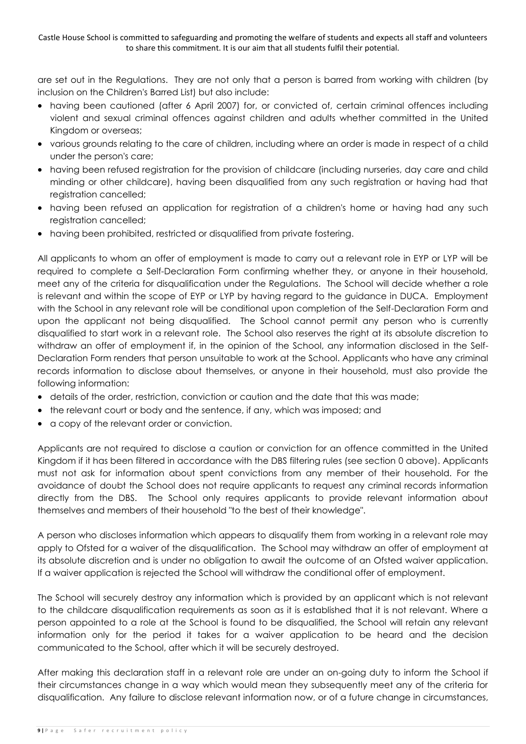are set out in the Regulations. They are not only that a person is barred from working with children (by inclusion on the Children's Barred List) but also include:

- having been cautioned (after 6 April 2007) for, or convicted of, certain criminal offences including violent and sexual criminal offences against children and adults whether committed in the United Kingdom or overseas;
- various grounds relating to the care of children, including where an order is made in respect of a child under the person's care;
- having been refused registration for the provision of childcare (including nurseries, day care and child minding or other childcare), having been disqualified from any such registration or having had that registration cancelled;
- having been refused an application for registration of a children's home or having had any such registration cancelled;
- having been prohibited, restricted or disqualified from private fostering.

All applicants to whom an offer of employment is made to carry out a relevant role in EYP or LYP will be required to complete a Self-Declaration Form confirming whether they, or anyone in their household, meet any of the criteria for disqualification under the Regulations. The School will decide whether a role is relevant and within the scope of EYP or LYP by having regard to the guidance in DUCA. Employment with the School in any relevant role will be conditional upon completion of the Self-Declaration Form and upon the applicant not being disqualified. The School cannot permit any person who is currently disqualified to start work in a relevant role. The School also reserves the right at its absolute discretion to withdraw an offer of employment if, in the opinion of the School, any information disclosed in the Self-Declaration Form renders that person unsuitable to work at the School. Applicants who have any criminal records information to disclose about themselves, or anyone in their household, must also provide the following information:

- details of the order, restriction, conviction or caution and the date that this was made;
- the relevant court or body and the sentence, if any, which was imposed; and
- a copy of the relevant order or conviction.

Applicants are not required to disclose a caution or conviction for an offence committed in the United Kingdom if it has been filtered in accordance with the DBS filtering rules (see section 0 above). Applicants must not ask for information about spent convictions from any member of their household. For the avoidance of doubt the School does not require applicants to request any criminal records information directly from the DBS. The School only requires applicants to provide relevant information about themselves and members of their household "to the best of their knowledge".

A person who discloses information which appears to disqualify them from working in a relevant role may apply to Ofsted for a waiver of the disqualification. The School may withdraw an offer of employment at its absolute discretion and is under no obligation to await the outcome of an Ofsted waiver application. If a waiver application is rejected the School will withdraw the conditional offer of employment.

The School will securely destroy any information which is provided by an applicant which is not relevant to the childcare disqualification requirements as soon as it is established that it is not relevant. Where a person appointed to a role at the School is found to be disqualified, the School will retain any relevant information only for the period it takes for a waiver application to be heard and the decision communicated to the School, after which it will be securely destroyed.

After making this declaration staff in a relevant role are under an on-going duty to inform the School if their circumstances change in a way which would mean they subsequently meet any of the criteria for disqualification. Any failure to disclose relevant information now, or of a future change in circumstances,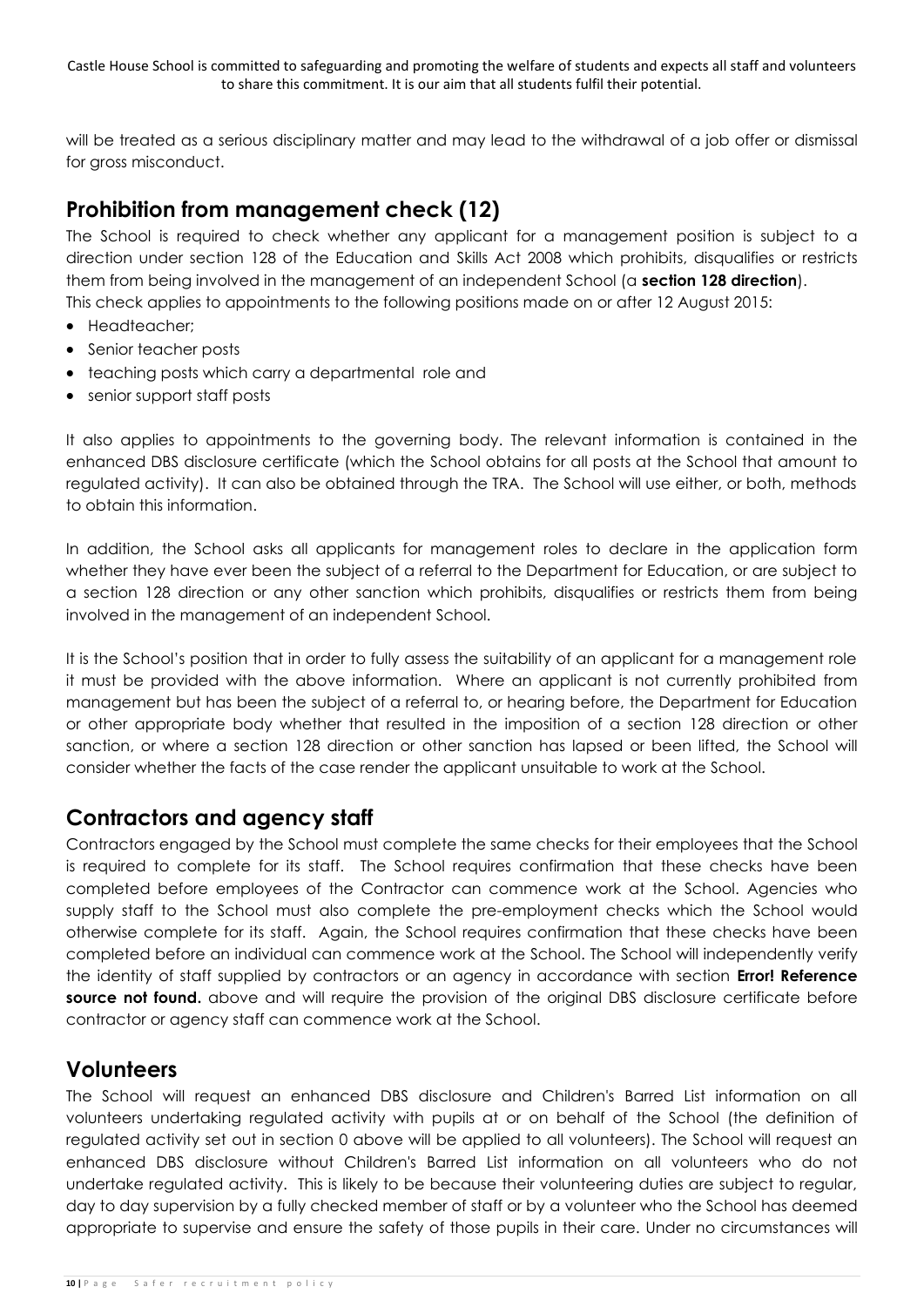will be treated as a serious disciplinary matter and may lead to the withdrawal of a job offer or dismissal for gross misconduct.

## Prohibition from management check (12)

The School is required to check whether any applicant for a management position is subject to a direction under section 128 of the Education and Skills Act 2008 which prohibits, disqualifies or restricts them from being involved in the management of an independent School (a **section 128 direction**). This check applies to appointments to the following positions made on or after 12 August 2015:

- Headteacher;
- Senior teacher posts
- teaching posts which carry a departmental role and
- senior support staff posts

It also applies to appointments to the governing body. The relevant information is contained in the enhanced DBS disclosure certificate (which the School obtains for all posts at the School that amount to regulated activity). It can also be obtained through the TRA. The School will use either, or both, methods to obtain this information.

In addition, the School asks all applicants for management roles to declare in the application form whether they have ever been the subject of a referral to the Department for Education, or are subject to a section 128 direction or any other sanction which prohibits, disqualifies or restricts them from being involved in the management of an independent School.

It is the School's position that in order to fully assess the suitability of an applicant for a management role it must be provided with the above information. Where an applicant is not currently prohibited from management but has been the subject of a referral to, or hearing before, the Department for Education or other appropriate body whether that resulted in the imposition of a section 128 direction or other sanction, or where a section 128 direction or other sanction has lapsed or been lifted, the School will consider whether the facts of the case render the applicant unsuitable to work at the School.

## Contractors and agency staff

Contractors engaged by the School must complete the same checks for their employees that the School is required to complete for its staff. The School requires confirmation that these checks have been completed before employees of the Contractor can commence work at the School. Agencies who supply staff to the School must also complete the pre-employment checks which the School would otherwise complete for its staff. Again, the School requires confirmation that these checks have been completed before an individual can commence work at the School. The School will independently verify the identity of staff supplied by contractors or an agency in accordance with section **Error! Reference source not found.** above and will require the provision of the original DBS disclosure certificate before contractor or agency staff can commence work at the School.

## Volunteers

The School will request an enhanced DBS disclosure and Children's Barred List information on all volunteers undertaking regulated activity with pupils at or on behalf of the School (the definition of regulated activity set out in section 0 above will be applied to all volunteers). The School will request an enhanced DBS disclosure without Children's Barred List information on all volunteers who do not undertake regulated activity. This is likely to be because their volunteering duties are subject to regular, day to day supervision by a fully checked member of staff or by a volunteer who the School has deemed appropriate to supervise and ensure the safety of those pupils in their care. Under no circumstances will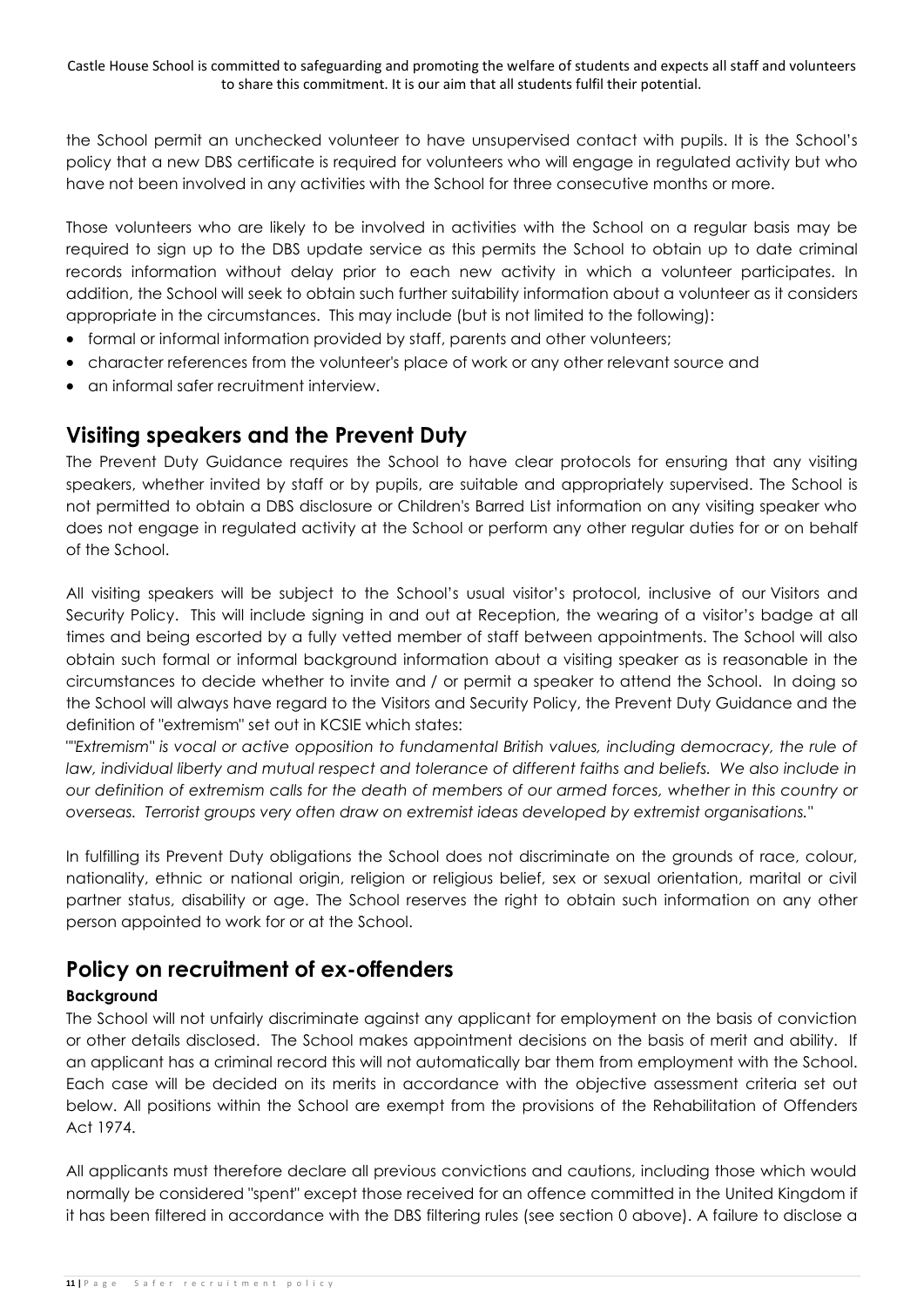the School permit an unchecked volunteer to have unsupervised contact with pupils. It is the School's policy that a new DBS certificate is required for volunteers who will engage in regulated activity but who have not been involved in any activities with the School for three consecutive months or more.

Those volunteers who are likely to be involved in activities with the School on a regular basis may be required to sign up to the DBS update service as this permits the School to obtain up to date criminal records information without delay prior to each new activity in which a volunteer participates. In addition, the School will seek to obtain such further suitability information about a volunteer as it considers appropriate in the circumstances. This may include (but is not limited to the following):

- formal or informal information provided by staff, parents and other volunteers;
- character references from the volunteer's place of work or any other relevant source and
- an informal safer recruitment interview.

## Visiting speakers and the Prevent Duty

The Prevent Duty Guidance requires the School to have clear protocols for ensuring that any visiting speakers, whether invited by staff or by pupils, are suitable and appropriately supervised. The School is not permitted to obtain a DBS disclosure or Children's Barred List information on any visiting speaker who does not engage in regulated activity at the School or perform any other regular duties for or on behalf of the School.

All visiting speakers will be subject to the School's usual visitor's protocol, inclusive of our Visitors and Security Policy. This will include signing in and out at Reception, the wearing of a visitor's badge at all times and being escorted by a fully vetted member of staff between appointments. The School will also obtain such formal or informal background information about a visiting speaker as is reasonable in the circumstances to decide whether to invite and / or permit a speaker to attend the School. In doing so the School will always have regard to the Visitors and Security Policy, the Prevent Duty Guidance and the definition of "extremism" set out in KCSIE which states:

""*Extremism" is vocal or active opposition to fundamental British values, including democracy, the rule of law, individual liberty and mutual respect and tolerance of different faiths and beliefs. We also include in our definition of extremism calls for the death of members of our armed forces, whether in this country or overseas. Terrorist groups very often draw on extremist ideas developed by extremist organisations.*"

In fulfilling its Prevent Duty obligations the School does not discriminate on the grounds of race, colour, nationality, ethnic or national origin, religion or religious belief, sex or sexual orientation, marital or civil partner status, disability or age. The School reserves the right to obtain such information on any other person appointed to work for or at the School.

## Policy on recruitment of ex-offenders

### Background

The School will not unfairly discriminate against any applicant for employment on the basis of conviction or other details disclosed. The School makes appointment decisions on the basis of merit and ability. If an applicant has a criminal record this will not automatically bar them from employment with the School. Each case will be decided on its merits in accordance with the objective assessment criteria set out below. All positions within the School are exempt from the provisions of the Rehabilitation of Offenders Act 1974.

All applicants must therefore declare all previous convictions and cautions, including those which would normally be considered "spent" except those received for an offence committed in the United Kingdom if it has been filtered in accordance with the DBS filtering rules (see section 0 above). A failure to disclose a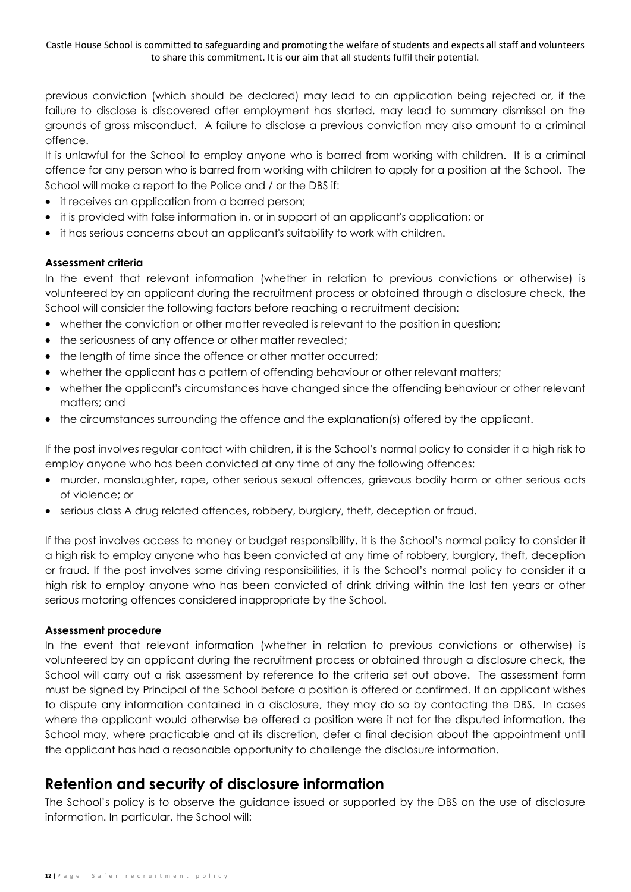previous conviction (which should be declared) may lead to an application being rejected or, if the failure to disclose is discovered after employment has started, may lead to summary dismissal on the grounds of gross misconduct. A failure to disclose a previous conviction may also amount to a criminal offence.

It is unlawful for the School to employ anyone who is barred from working with children. It is a criminal offence for any person who is barred from working with children to apply for a position at the School. The School will make a report to the Police and / or the DBS if:

- it receives an application from a barred person;
- it is provided with false information in, or in support of an applicant's application; or
- it has serious concerns about an applicant's suitability to work with children.

**Assessment criteria**

In the event that relevant information (whether in relation to previous convictions or otherwise) is volunteered by an applicant during the recruitment process or obtained through a disclosure check, the School will consider the following factors before reaching a recruitment decision:

- whether the conviction or other matter revealed is relevant to the position in question;
- the seriousness of any offence or other matter revealed;
- the length of time since the offence or other matter occurred;
- whether the applicant has a pattern of offending behaviour or other relevant matters;
- whether the applicant's circumstances have changed since the offending behaviour or other relevant matters; and
- the circumstances surrounding the offence and the explanation(s) offered by the applicant.

If the post involves regular contact with children, it is the School's normal policy to consider it a high risk to employ anyone who has been convicted at any time of any the following offences:

- murder, manslaughter, rape, other serious sexual offences, grievous bodily harm or other serious acts of violence; or
- serious class A drug related offences, robbery, burglary, theft, deception or fraud.

If the post involves access to money or budget responsibility, it is the School's normal policy to consider it a high risk to employ anyone who has been convicted at any time of robbery, burglary, theft, deception or fraud. If the post involves some driving responsibilities, it is the School's normal policy to consider it a high risk to employ anyone who has been convicted of drink driving within the last ten years or other serious motoring offences considered inappropriate by the School.

**Assessment procedure**

In the event that relevant information (whether in relation to previous convictions or otherwise) is volunteered by an applicant during the recruitment process or obtained through a disclosure check, the School will carry out a risk assessment by reference to the criteria set out above. The assessment form must be signed by Principal of the School before a position is offered or confirmed. If an applicant wishes to dispute any information contained in a disclosure, they may do so by contacting the DBS. In cases where the applicant would otherwise be offered a position were it not for the disputed information, the School may, where practicable and at its discretion, defer a final decision about the appointment until the applicant has had a reasonable opportunity to challenge the disclosure information.

## Retention and security of disclosure information

The School's policy is to observe the guidance issued or supported by the DBS on the use of disclosure information. In particular, the School will: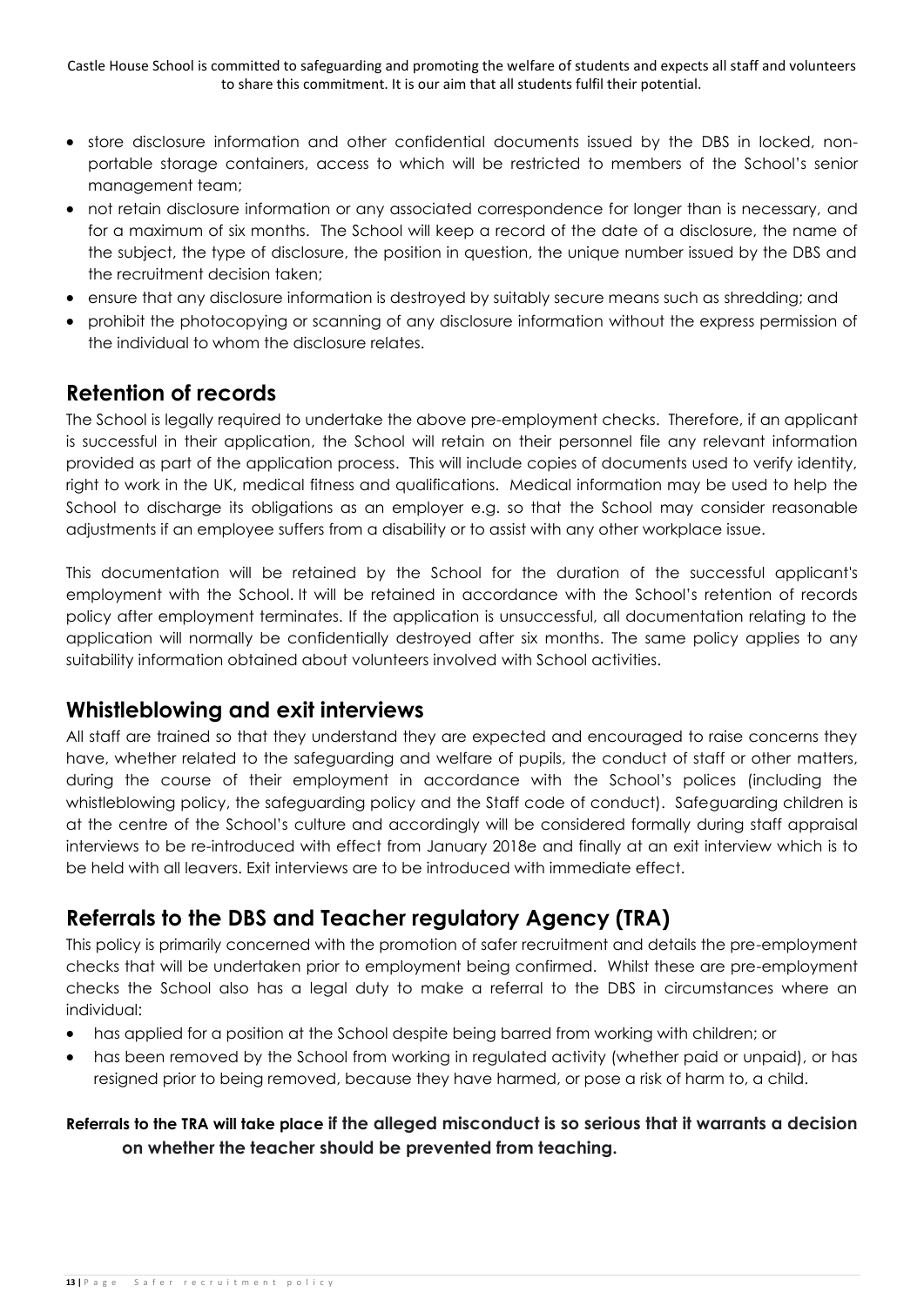- store disclosure information and other confidential documents issued by the DBS in locked, non-portable storage containers, access to which will be restricted to members of the School's senior management team;
- not retain disclosure information or any associated correspondence for longer than is necessary, and for a maximum of six months. The School will keep a record of the date of a disclosure, the name of the subject, the type of disclosure, the position in question, the unique number issued by the DBS and the recruitment decision taken;
- ensure that any disclosure information is destroyed by suitably secure means such as shredding; and
- prohibit the photocopying or scanning of any disclosure information without the express permission of the individual to whom the disclosure relates.

## Retention of records

The School is legally required to undertake the above pre-employment checks. Therefore, if an applicant is successful in their application, the School will retain on their personnel file any relevant information provided as part of the application process. This will include copies of documents used to verify identity, right to work in the UK, medical fitness and qualifications. Medical information may be used to help the School to discharge its obligations as an employer e.g. so that the School may consider reasonable adjustments if an employee suffers from a disability or to assist with any other workplace issue.

This documentation will be retained by the School for the duration of the successful applicant's employment with the School. It will be retained in accordance with the School's retention of records policy after employment terminates. If the application is unsuccessful, all documentation relating to the application will normally be confidentially destroyed after six months. The same policy applies to any suitability information obtained about volunteers involved with School activities.

## Whistleblowing and exit interviews

All staff are trained so that they understand they are expected and encouraged to raise concerns they have, whether related to the safeguarding and welfare of pupils, the conduct of staff or other matters, during the course of their employment in accordance with the School's polices (including the whistleblowing policy, the safeguarding policy and the Staff code of conduct). Safeguarding children is at the centre of the School's culture and accordingly will be considered formally during staff appraisal interviews to be re-introduced with effect from January 2018e and finally at an exit interview which is to be held with all leavers. Exit interviews are to be introduced with immediate effect.

## Referrals to the DBS and Teacher regulatory Agency (TRA)

This policy is primarily concerned with the promotion of safer recruitment and details the pre-employment checks that will be undertaken prior to employment being confirmed. Whilst these are pre-employment checks the School also has a legal duty to make a referral to the DBS in circumstances where an individual:

- has applied for a position at the School despite being barred from working with children; or
- has been removed by the School from working in regulated activity (whether paid or unpaid), or has resigned prior to being removed, because they have harmed, or pose a risk of harm to, a child.

**Referrals to the TRA will take place if the alleged misconduct is so serious that it warrants a decision on whether the teacher should be prevented from teaching.**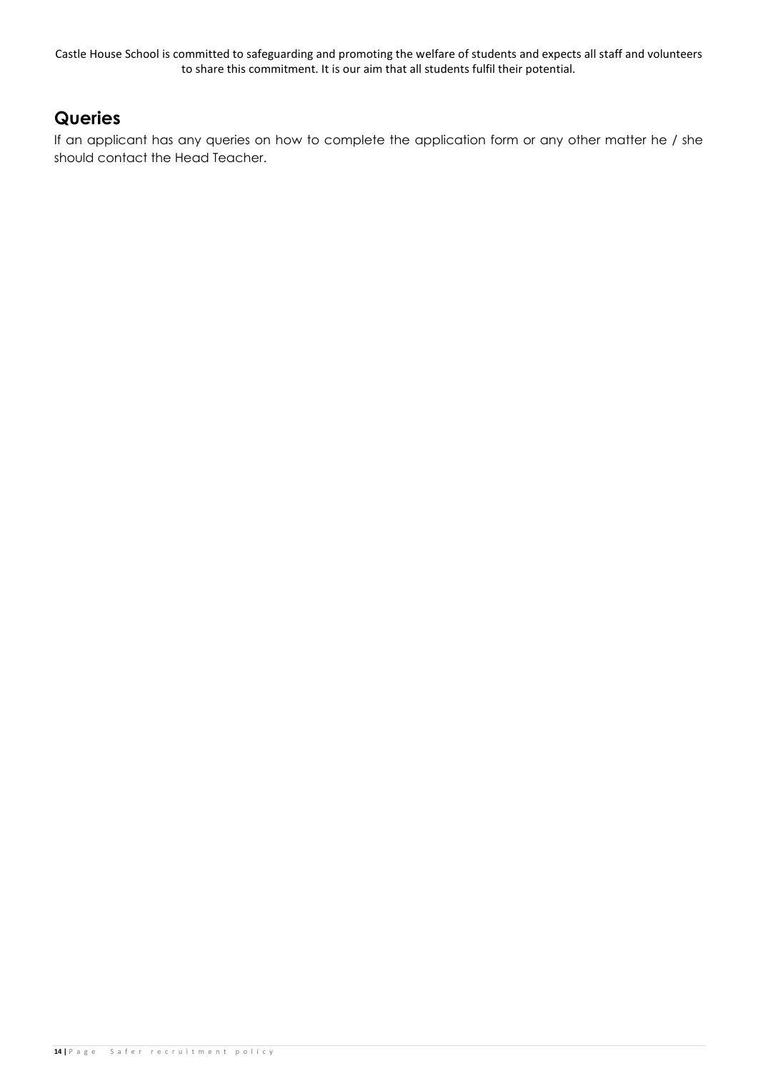## Queries

If an applicant has any queries on how to complete the application form or any other matter he / she should contact the Head Teacher.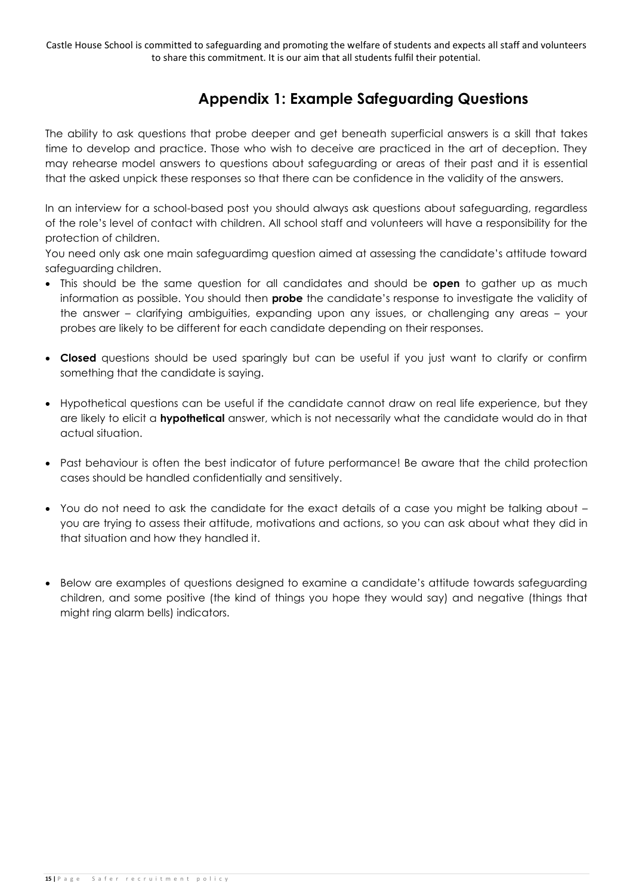# Appendix 1: Example Safeguarding Questions

The ability to ask questions that probe deeper and get beneath superficial answers is a skill that takes time to develop and practice. Those who wish to deceive are practiced in the art of deception. They may rehearse model answers to questions about safeguarding or areas of their past and it is essential that the asked unpick these responses so that there can be confidence in the validity of the answers.

In an interview for a school-based post you should always ask questions about safeguarding, regardless of the role's level of contact with children. All school staff and volunteers will have a responsibility for the protection of children.

You need only ask one main safeguardimg question aimed at assessing the candidate's attitude toward safeguarding children.

- This should be the same question for all candidates and should be **open** to gather up as much information as possible. You should then **probe** the candidate's response to investigate the validity of the answer – clarifying ambiguities, expanding upon any issues, or challenging any areas – your probes are likely to be different for each candidate depending on their responses.
- **Closed** questions should be used sparingly but can be useful if you just want to clarify or confirm something that the candidate is saying.
- Hypothetical questions can be useful if the candidate cannot draw on real life experience, but they are likely to elicit a **hypothetical** answer, which is not necessarily what the candidate would do in that actual situation.
- Past behaviour is often the best indicator of future performance! Be aware that the child protection cases should be handled confidentially and sensitively.
- You do not need to ask the candidate for the exact details of a case you might be talking about – you are trying to assess their attitude, motivations and actions, so you can ask about what they did in that situation and how they handled it.
- Below are examples of questions designed to examine a candidate's attitude towards safeguarding children, and some positive (the kind of things you hope they would say) and negative (things that might ring alarm bells) indicators.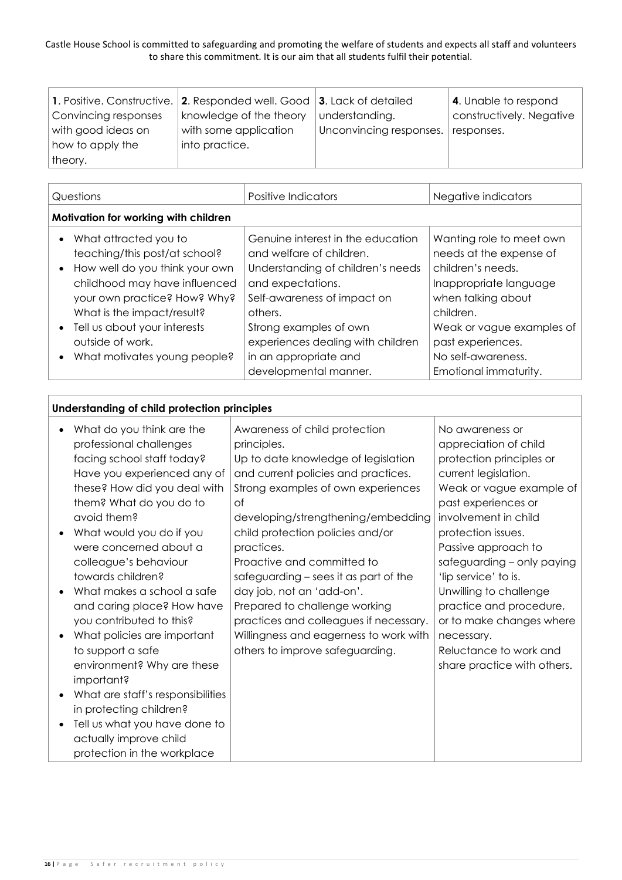Castle House School is committed to safeguarding and promoting the welfare of students and expects all staff and volunteers to share this commitment. It is our aim that all students fulfil their potential.

| **1**. Positive. Constructive. Convincing responses with good ideas on how to apply the theory. | **2**. Responded well. Good knowledge of the theory with some application into practice. | **3**. Lack of detailed understanding. Unconvincing responses. | **4**. Unable to respond constructively. Negative responses. |
|---|---|---|---|

| Questions | Positive Indicators | Negative indicators |
|---|---|---|
| **Motivation for working with children** | | |
| • What attracted you to teaching/this post/at school?<br>• How well do you think your own childhood may have influenced your own practice? How? Why? What is the impact/result?<br>• Tell us about your interests outside of work.<br>• What motivates young people? | Genuine interest in the education and welfare of children.<br>Understanding of children's needs and expectations.<br>Self-awareness of impact on others.<br>Strong examples of own experiences dealing with children in an appropriate and developmental manner. | Wanting role to meet own needs at the expense of children's needs.<br>Inappropriate language when talking about children.<br>Weak or vague examples of past experiences.<br>No self-awareness.<br>Emotional immaturity. |

| **Understanding of child protection principles** | | |
|---|---|---|
| • What do you think are the professional challenges facing school staff today? Have you experienced any of these? How did you deal with them? What do you do to avoid them?<br>• What would you do if you were concerned about a colleague's behaviour towards children?<br>• What makes a school a safe and caring place? How have you contributed to this?<br>• What policies are important to support a safe environment? Why are these important?<br>• What are staff's responsibilities in protecting children?<br>• Tell us what you have done to actually improve child protection in the workplace | Awareness of child protection principles.<br>Up to date knowledge of legislation and current policies and practices.<br>Strong examples of own experiences of developing/strengthening/embedding child protection policies and/or practices.<br>Proactive and committed to safeguarding – sees it as part of the day job, not an 'add-on'.<br>Prepared to challenge working practices and colleagues if necessary.<br>Willingness and eagerness to work with others to improve safeguarding. | No awareness or appreciation of child protection principles or current legislation.<br>Weak or vague example of past experiences or involvement in child protection issues.<br>Passive approach to safeguarding – only paying 'lip service' to is.<br>Unwilling to challenge practice and procedure, or to make changes where necessary.<br>Reluctance to work and share practice with others. |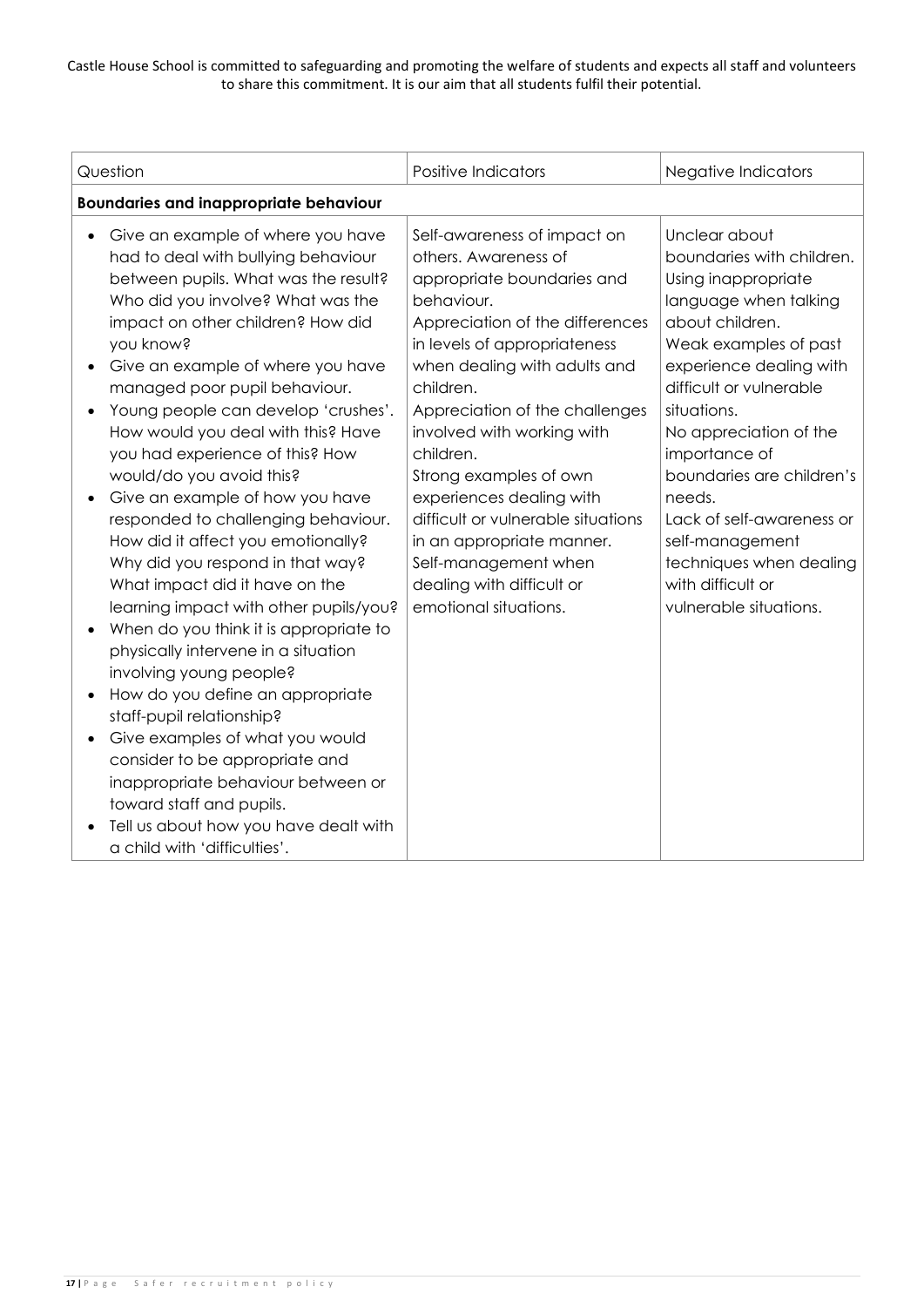| Question | Positive Indicators | Negative Indicators |
|---|---|---|
| **Boundaries and inappropriate behaviour** | | |
| • Give an example of where you have had to deal with bullying behaviour between pupils. What was the result? Who did you involve? What was the impact on other children? How did you know?<br>• Give an example of where you have managed poor pupil behaviour.<br>• Young people can develop 'crushes'. How would you deal with this? Have you had experience of this? How would/do you avoid this?<br>• Give an example of how you have responded to challenging behaviour. How did it affect you emotionally? Why did you respond in that way? What impact did it have on the learning impact with other pupils/you?<br>• When do you think it is appropriate to physically intervene in a situation involving young people?<br>• How do you define an appropriate staff-pupil relationship?<br>• Give examples of what you would consider to be appropriate and inappropriate behaviour between or toward staff and pupils.<br>• Tell us about how you have dealt with a child with 'difficulties'. | Self-awareness of impact on others. Awareness of appropriate boundaries and behaviour.<br>Appreciation of the differences in levels of appropriateness when dealing with adults and children.<br>Appreciation of the challenges involved with working with children.<br>Strong examples of own experiences dealing with difficult or vulnerable situations in an appropriate manner.<br>Self-management when dealing with difficult or emotional situations. | Unclear about boundaries with children.<br>Using inappropriate language when talking about children.<br>Weak examples of past experience dealing with difficult or vulnerable situations.<br>No appreciation of the importance of boundaries are children's needs.<br>Lack of self-awareness or self-management techniques when dealing with difficult or vulnerable situations. |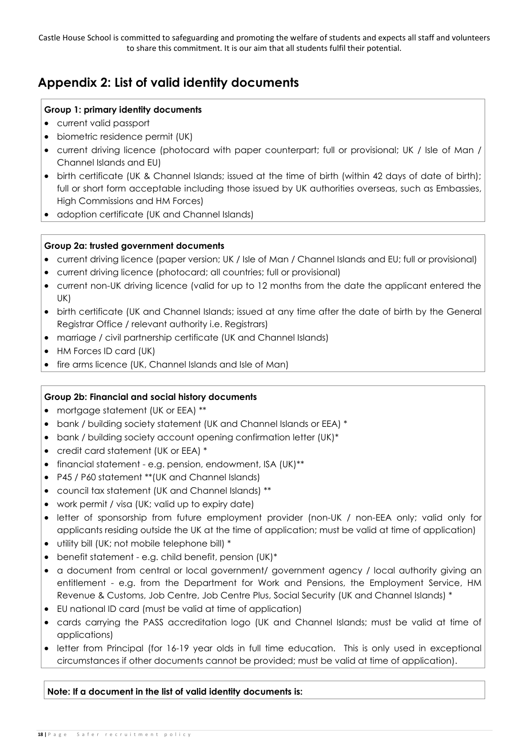Castle House School is committed to safeguarding and promoting the welfare of students and expects all staff and volunteers to share this commitment. It is our aim that all students fulfil their potential.

## Appendix 2: List of valid identity documents

**Group 1: primary identity documents**

- current valid passport
- biometric residence permit (UK)
- current driving licence (photocard with paper counterpart; full or provisional; UK / Isle of Man / Channel Islands and EU)
- birth certificate (UK & Channel Islands; issued at the time of birth (within 42 days of date of birth); full or short form acceptable including those issued by UK authorities overseas, such as Embassies, High Commissions and HM Forces)
- adoption certificate (UK and Channel Islands)

**Group 2a: trusted government documents**

- current driving licence (paper version; UK / Isle of Man / Channel Islands and EU; full or provisional)
- current driving licence (photocard; all countries; full or provisional)
- current non-UK driving licence (valid for up to 12 months from the date the applicant entered the UK)
- birth certificate (UK and Channel Islands; issued at any time after the date of birth by the General Registrar Office / relevant authority i.e. Registrars)
- marriage / civil partnership certificate (UK and Channel Islands)
- HM Forces ID card (UK)
- fire arms licence (UK, Channel Islands and Isle of Man)

**Group 2b: Financial and social history documents**

- mortgage statement (UK or EEA) **
- bank / building society statement (UK and Channel Islands or EEA) *
- bank / building society account opening confirmation letter (UK)*
- credit card statement (UK or EEA) *
- financial statement - e.g. pension, endowment, ISA (UK)**
- P45 / P60 statement **(UK and Channel Islands)
- council tax statement (UK and Channel Islands) **
- work permit / visa (UK; valid up to expiry date)
- letter of sponsorship from future employment provider (non-UK / non-EEA only; valid only for applicants residing outside the UK at the time of application; must be valid at time of application)
- utility bill (UK; not mobile telephone bill) *
- benefit statement - e.g. child benefit, pension (UK)*
- a document from central or local government/ government agency / local authority giving an entitlement - e.g. from the Department for Work and Pensions, the Employment Service, HM Revenue & Customs, Job Centre, Job Centre Plus, Social Security (UK and Channel Islands) *
- EU national ID card (must be valid at time of application)
- cards carrying the PASS accreditation logo (UK and Channel Islands; must be valid at time of applications)
- letter from Principal (for 16-19 year olds in full time education. This is only used in exceptional circumstances if other documents cannot be provided; must be valid at time of application).

**Note: If a document in the list of valid identity documents is:**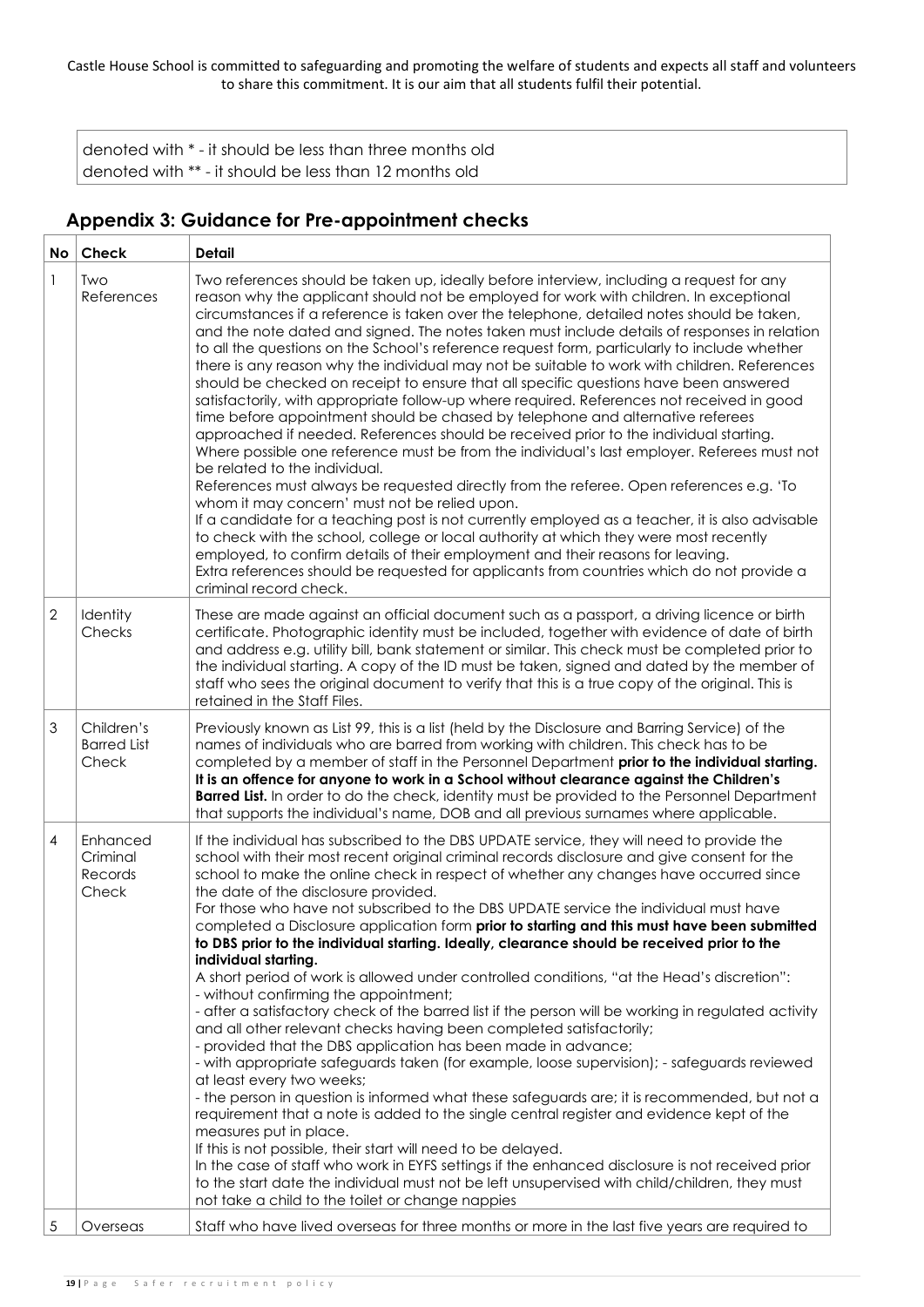denoted with * - it should be less than three months old
denoted with ** - it should be less than 12 months old

## Appendix 3: Guidance for Pre-appointment checks

| No | Check | Detail |
|---|---|---|
| 1 | Two References | Two references should be taken up, ideally before interview, including a request for any reason why the applicant should not be employed for work with children. In exceptional circumstances if a reference is taken over the telephone, detailed notes should be taken, and the note dated and signed. The notes taken must include details of responses in relation to all the questions on the School's reference request form, particularly to include whether there is any reason why the individual may not be suitable to work with children. References should be checked on receipt to ensure that all specific questions have been answered satisfactorily, with appropriate follow-up where required. References not received in good time before appointment should be chased by telephone and alternative referees approached if needed. References should be received prior to the individual starting. Where possible one reference must be from the individual's last employer. Referees must not be related to the individual.<br>References must always be requested directly from the referee. Open references e.g. 'To whom it may concern' must not be relied upon.<br>If a candidate for a teaching post is not currently employed as a teacher, it is also advisable to check with the school, college or local authority at which they were most recently employed, to confirm details of their employment and their reasons for leaving.<br>Extra references should be requested for applicants from countries which do not provide a criminal record check. |
| 2 | Identity Checks | These are made against an official document such as a passport, a driving licence or birth certificate. Photographic identity must be included, together with evidence of date of birth and address e.g. utility bill, bank statement or similar. This check must be completed prior to the individual starting. A copy of the ID must be taken, signed and dated by the member of staff who sees the original document to verify that this is a true copy of the original. This is retained in the Staff Files. |
| 3 | Children's Barred List Check | Previously known as List 99, this is a list (held by the Disclosure and Barring Service) of the names of individuals who are barred from working with children. This check has to be completed by a member of staff in the Personnel Department **prior to the individual starting. It is an offence for anyone to work in a School without clearance against the Children's Barred List.** In order to do the check, identity must be provided to the Personnel Department that supports the individual's name, DOB and all previous surnames where applicable. |
| 4 | Enhanced Criminal Records Check | If the individual has subscribed to the DBS UPDATE service, they will need to provide the school with their most recent original criminal records disclosure and give consent for the school to make the online check in respect of whether any changes have occurred since the date of the disclosure provided.<br>For those who have not subscribed to the DBS UPDATE service the individual must have completed a Disclosure application form **prior to starting and this must have been submitted to DBS prior to the individual starting. Ideally, clearance should be received prior to the individual starting.**<br>A short period of work is allowed under controlled conditions, "at the Head's discretion":<br>- without confirming the appointment;<br>- after a satisfactory check of the barred list if the person will be working in regulated activity and all other relevant checks having been completed satisfactorily;<br>- provided that the DBS application has been made in advance;<br>- with appropriate safeguards taken (for example, loose supervision); - safeguards reviewed at least every two weeks;<br>- the person in question is informed what these safeguards are; it is recommended, but not a requirement that a note is added to the single central register and evidence kept of the measures put in place.<br>If this is not possible, their start will need to be delayed.<br>In the case of staff who work in EYFS settings if the enhanced disclosure is not received prior to the start date the individual must not be left unsupervised with child/children, they must not take a child to the toilet or change nappies |
| 5 | Overseas | Staff who have lived overseas for three months or more in the last five years are required to |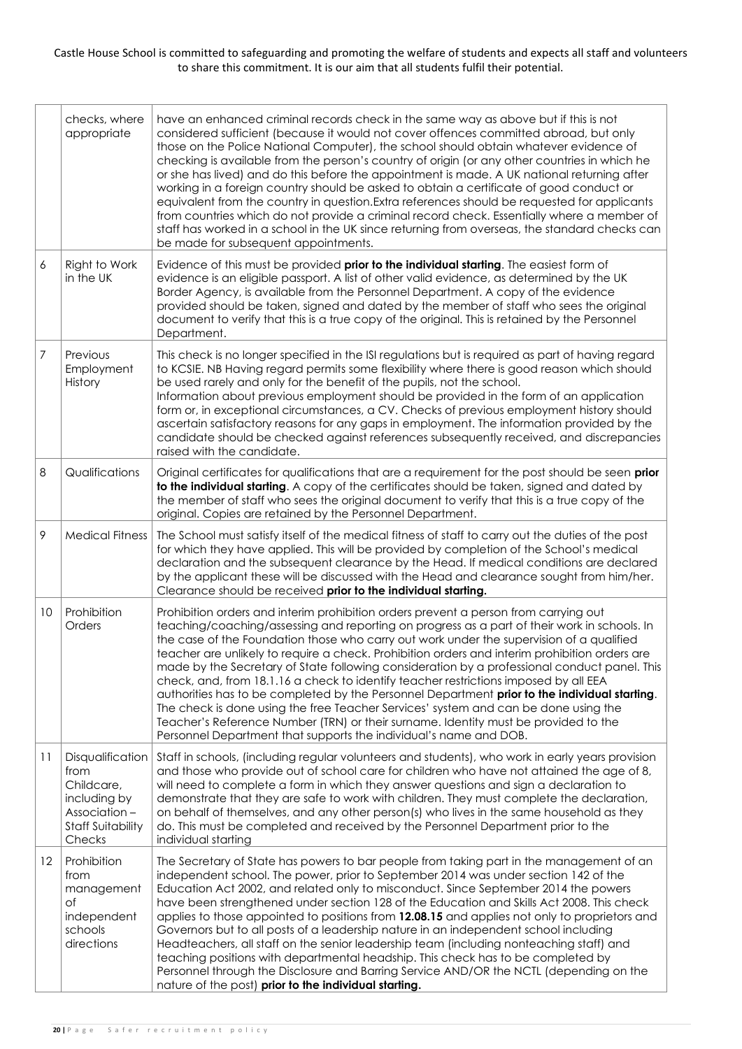| | | |
|---|---|---|
| | checks, where appropriate | have an enhanced criminal records check in the same way as above but if this is not considered sufficient (because it would not cover offences committed abroad, but only those on the Police National Computer), the school should obtain whatever evidence of checking is available from the person's country of origin (or any other countries in which he or she has lived) and do this before the appointment is made. A UK national returning after working in a foreign country should be asked to obtain a certificate of good conduct or equivalent from the country in question.Extra references should be requested for applicants from countries which do not provide a criminal record check. Essentially where a member of staff has worked in a school in the UK since returning from overseas, the standard checks can be made for subsequent appointments. |
| 6 | Right to Work in the UK | Evidence of this must be provided **prior to the individual starting**. The easiest form of evidence is an eligible passport. A list of other valid evidence, as determined by the UK Border Agency, is available from the Personnel Department. A copy of the evidence provided should be taken, signed and dated by the member of staff who sees the original document to verify that this is a true copy of the original. This is retained by the Personnel Department. |
| 7 | Previous Employment History | This check is no longer specified in the ISI regulations but is required as part of having regard to KCSIE. NB Having regard permits some flexibility where there is good reason which should be used rarely and only for the benefit of the pupils, not the school.<br>Information about previous employment should be provided in the form of an application form or, in exceptional circumstances, a CV. Checks of previous employment history should ascertain satisfactory reasons for any gaps in employment. The information provided by the candidate should be checked against references subsequently received, and discrepancies raised with the candidate. |
| 8 | Qualifications | Original certificates for qualifications that are a requirement for the post should be seen **prior to the individual starting**. A copy of the certificates should be taken, signed and dated by the member of staff who sees the original document to verify that this is a true copy of the original. Copies are retained by the Personnel Department. |
| 9 | Medical Fitness | The School must satisfy itself of the medical fitness of staff to carry out the duties of the post for which they have applied. This will be provided by completion of the School's medical declaration and the subsequent clearance by the Head. If medical conditions are declared by the applicant these will be discussed with the Head and clearance sought from him/her. Clearance should be received **prior to the individual starting.** |
| 10 | Prohibition Orders | Prohibition orders and interim prohibition orders prevent a person from carrying out teaching/coaching/assessing and reporting on progress as a part of their work in schools. In the case of the Foundation those who carry out work under the supervision of a qualified teacher are unlikely to require a check. Prohibition orders and interim prohibition orders are made by the Secretary of State following consideration by a professional conduct panel. This check, and, from 18.1.16 a check to identify teacher restrictions imposed by all EEA authorities has to be completed by the Personnel Department **prior to the individual starting**. The check is done using the free Teacher Services' system and can be done using the Teacher's Reference Number (TRN) or their surname. Identity must be provided to the Personnel Department that supports the individual's name and DOB. |
| 11 | Disqualification from Childcare, including by Association – Staff Suitability Checks | Staff in schools, (including regular volunteers and students), who work in early years provision and those who provide out of school care for children who have not attained the age of 8, will need to complete a form in which they answer questions and sign a declaration to demonstrate that they are safe to work with children. They must complete the declaration, on behalf of themselves, and any other person(s) who lives in the same household as they do. This must be completed and received by the Personnel Department prior to the individual starting |
| 12 | Prohibition from management of independent schools directions | The Secretary of State has powers to bar people from taking part in the management of an independent school. The power, prior to September 2014 was under section 142 of the Education Act 2002, and related only to misconduct. Since September 2014 the powers have been strengthened under section 128 of the Education and Skills Act 2008. This check applies to those appointed to positions from **12.08.15** and applies not only to proprietors and Governors but to all posts of a leadership nature in an independent school including Headteachers, all staff on the senior leadership team (including nonteaching staff) and teaching positions with departmental headship. This check has to be completed by Personnel through the Disclosure and Barring Service AND/OR the NCTL (depending on the nature of the post) **prior to the individual starting.** |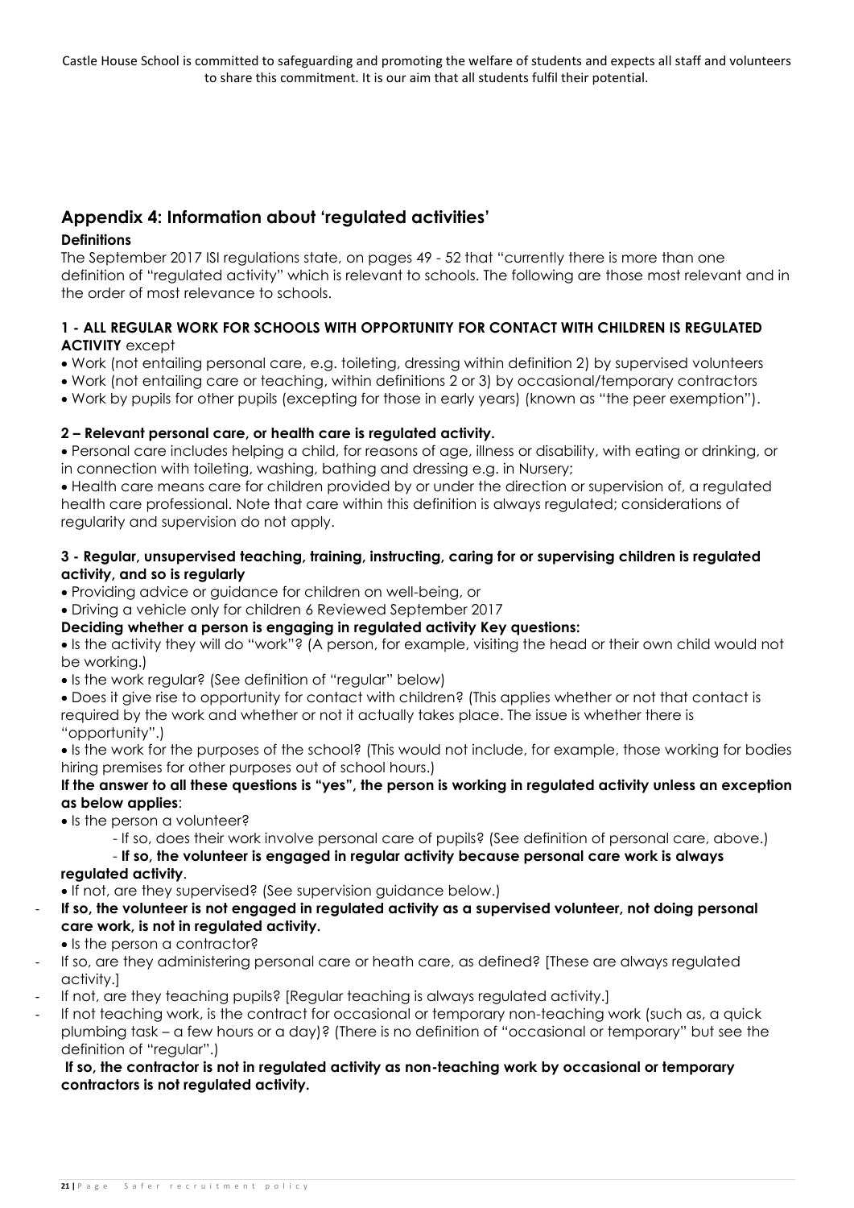Castle House School is committed to safeguarding and promoting the welfare of students and expects all staff and volunteers to share this commitment. It is our aim that all students fulfil their potential.

## Appendix 4: Information about 'regulated activities'

**Definitions**

The September 2017 ISI regulations state, on pages 49 - 52 that "currently there is more than one definition of "regulated activity" which is relevant to schools. The following are those most relevant and in the order of most relevance to schools.

**1 - ALL REGULAR WORK FOR SCHOOLS WITH OPPORTUNITY FOR CONTACT WITH CHILDREN IS REGULATED ACTIVITY** except

- Work (not entailing personal care, e.g. toileting, dressing within definition 2) by supervised volunteers
- Work (not entailing care or teaching, within definitions 2 or 3) by occasional/temporary contractors
- Work by pupils for other pupils (excepting for those in early years) (known as "the peer exemption").

**2 – Relevant personal care, or health care is regulated activity.**

- Personal care includes helping a child, for reasons of age, illness or disability, with eating or drinking, or in connection with toileting, washing, bathing and dressing e.g. in Nursery;
- Health care means care for children provided by or under the direction or supervision of, a regulated health care professional. Note that care within this definition is always regulated; considerations of regularity and supervision do not apply.

**3 - Regular, unsupervised teaching, training, instructing, caring for or supervising children is regulated activity, and so is regularly**

- Providing advice or guidance for children on well-being, or
- Driving a vehicle only for children 6 Reviewed September 2017

**Deciding whether a person is engaging in regulated activity Key questions:**

- Is the activity they will do "work"? (A person, for example, visiting the head or their own child would not be working.)
- Is the work regular? (See definition of "regular" below)
- Does it give rise to opportunity for contact with children? (This applies whether or not that contact is required by the work and whether or not it actually takes place. The issue is whether there is "opportunity".)
- Is the work for the purposes of the school? (This would not include, for example, those working for bodies hiring premises for other purposes out of school hours.)

**If the answer to all these questions is "yes", the person is working in regulated activity unless an exception as below applies**:

- Is the person a volunteer?
  - If so, does their work involve personal care of pupils? (See definition of personal care, above.)
  - **If so, the volunteer is engaged in regular activity because personal care work is always regulated activity**.
- If not, are they supervised? (See supervision guidance below.)

- **If so, the volunteer is not engaged in regulated activity as a supervised volunteer, not doing personal care work, is not in regulated activity.**
  - Is the person a contractor?
- If so, are they administering personal care or heath care, as defined? [These are always regulated activity.]
- If not, are they teaching pupils? [Regular teaching is always regulated activity.]
- If not teaching work, is the contract for occasional or temporary non-teaching work (such as, a quick plumbing task – a few hours or a day)? (There is no definition of "occasional or temporary" but see the definition of "regular".)

**If so, the contractor is not in regulated activity as non-teaching work by occasional or temporary contractors is not regulated activity.**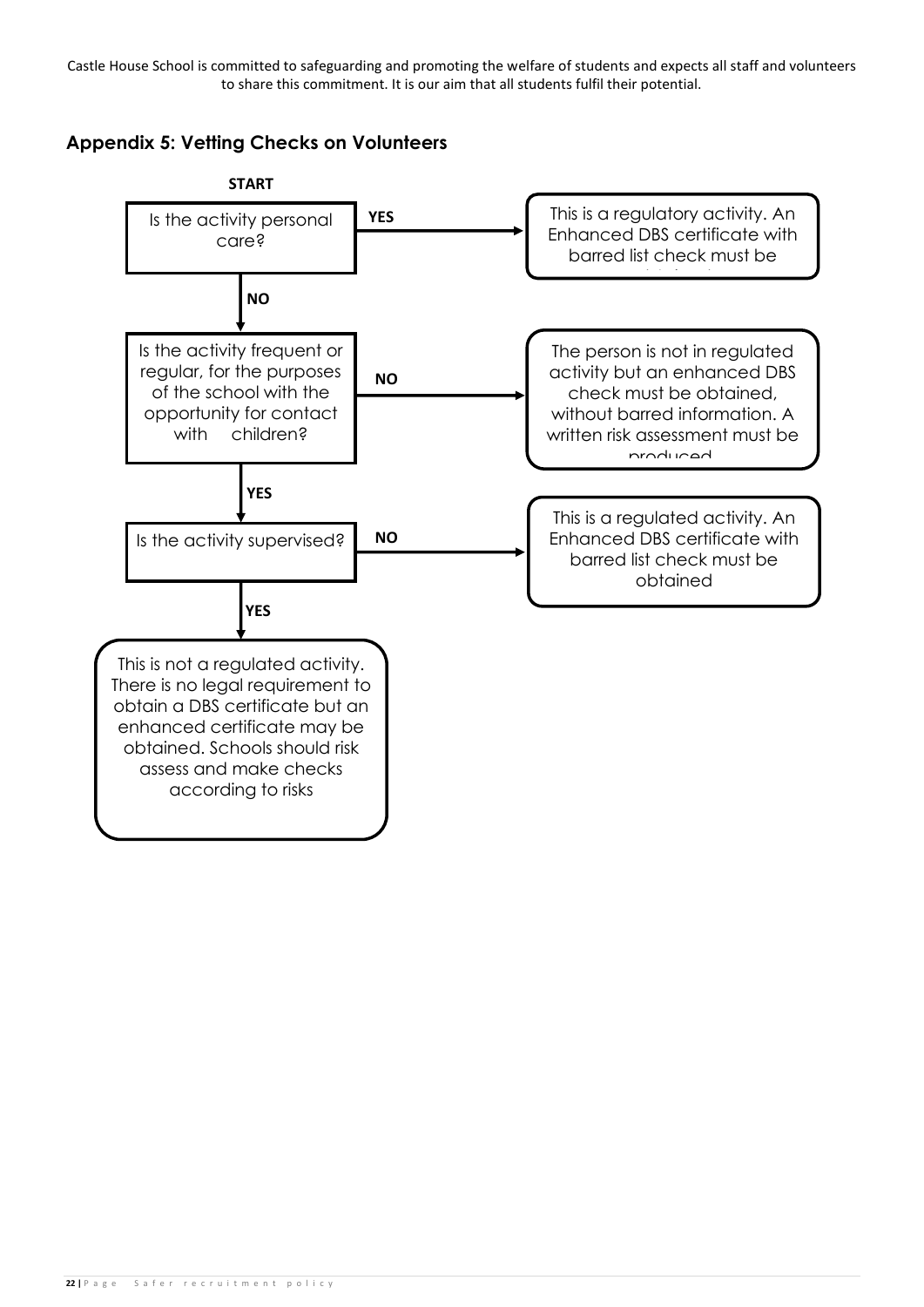Castle House School is committed to safeguarding and promoting the welfare of students and expects all staff and volunteers to share this commitment. It is our aim that all students fulfil their potential.

## Appendix 5: Vetting Checks on Volunteers

**START**

Is the activity personal care?

- **YES** → This is a regulatory activity. An Enhanced DBS certificate with barred list check must be obtained
- **NO** ↓

Is the activity frequent or regular, for the purposes of the school with the opportunity for contact with children?

- **NO** → The person is not in regulated activity but an enhanced DBS check must be obtained, without barred information. A written risk assessment must be produced
- **YES** ↓

Is the activity supervised?

- **NO** → This is a regulated activity. An Enhanced DBS certificate with barred list check must be obtained
- **YES** ↓

This is not a regulated activity. There is no legal requirement to obtain a DBS certificate but an enhanced certificate may be obtained. Schools should risk assess and make checks according to risks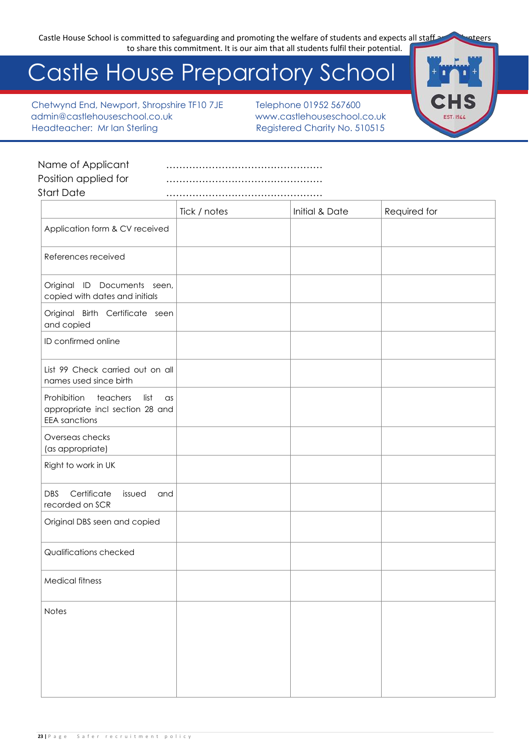Castle House School is committed to safeguarding and promoting the welfare of students and expects all staff and volunteers to share this commitment. It is our aim that all students fulfil their potential.

# Castle House Preparatory School

Chetwynd End, Newport, Shropshire TF10 7JE
admin@castlehouseschool.co.uk
Headteacher: Mr Ian Sterling

Telephone 01952 567600
www.castlehouseschool.co.uk
Registered Charity No. 510515

CHS
EST. 1944

Name of Applicant ................................................

Position applied for ................................................

Start Date ................................................

| | Tick / notes | Initial & Date | Required for |
|---|---|---|---|
| Application form & CV received | | | |
| References received | | | |
| Original ID Documents seen, copied with dates and initials | | | |
| Original Birth Certificate seen and copied | | | |
| ID confirmed online | | | |
| List 99 Check carried out on all names used since birth | | | |
| Prohibition teachers list as appropriate incl section 28 and EEA sanctions | | | |
| Overseas checks (as appropriate) | | | |
| Right to work in UK | | | |
| DBS Certificate issued and recorded on SCR | | | |
| Original DBS seen and copied | | | |
| Qualifications checked | | | |
| Medical fitness | | | |
| Notes | | | |